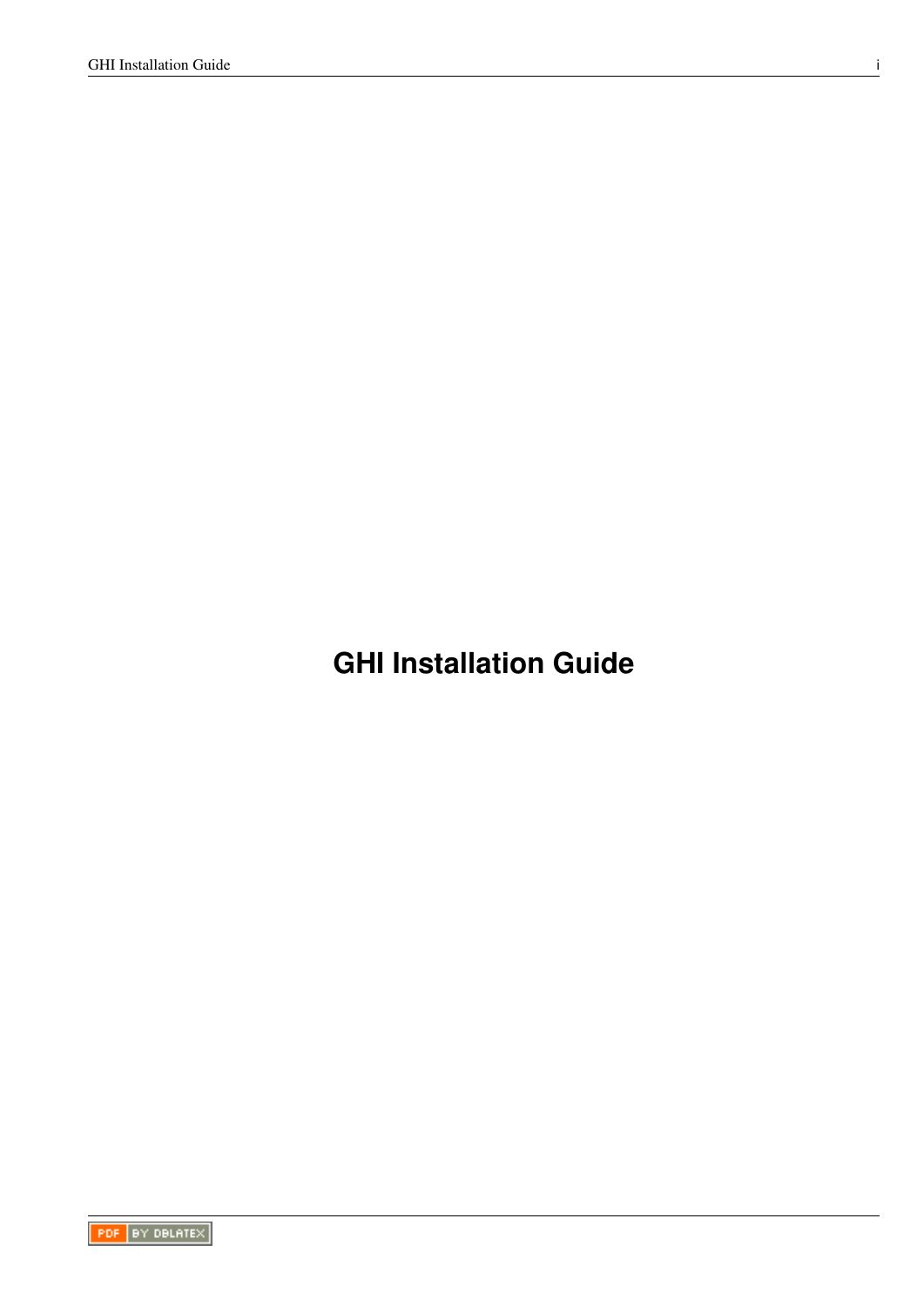# GHI Installation Guide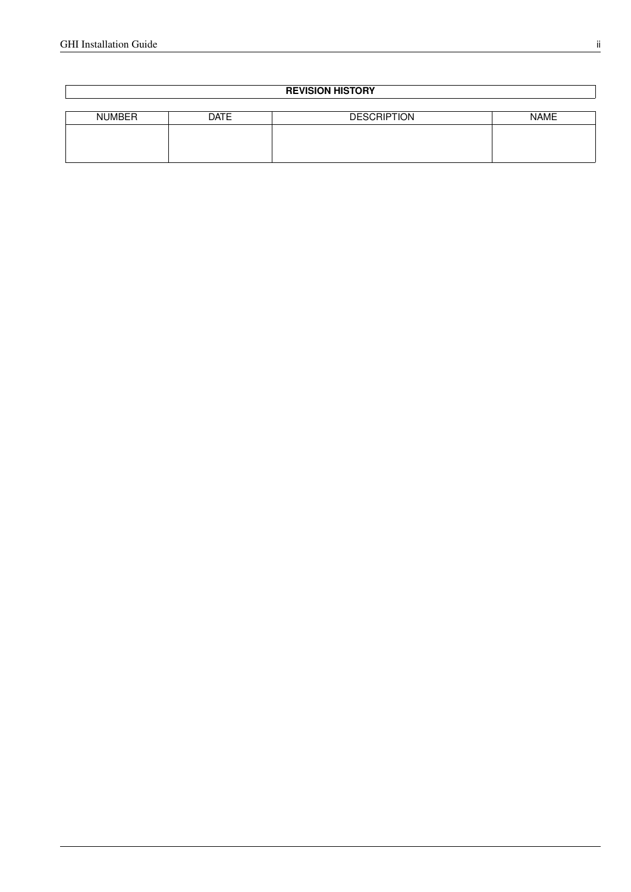| REVISION HISTORY | | | |
|---|---|---|---|
| NUMBER | DATE | DESCRIPTION | NAME |
| | | | |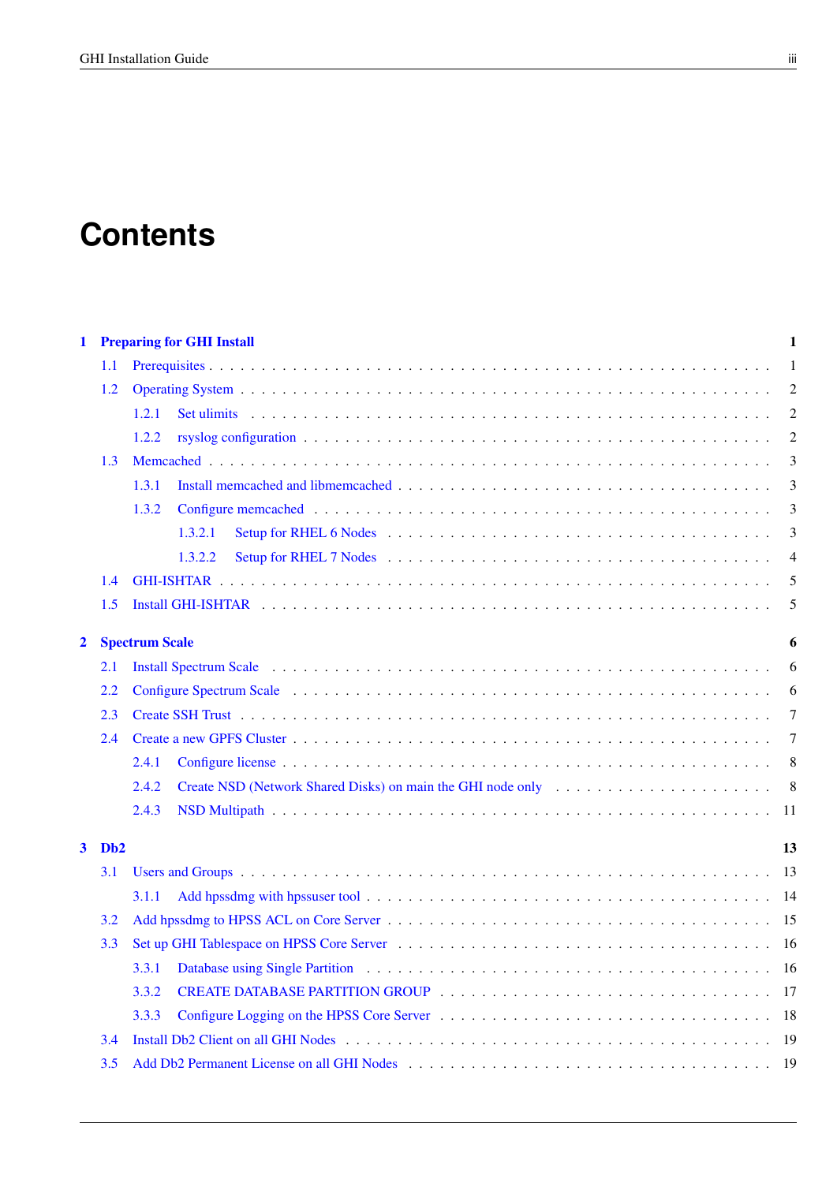# Contents

- **1 Preparing for GHI Install** — 1
  - 1.1 Prerequisites — 1
  - 1.2 Operating System — 2
    - 1.2.1 Set ulimits — 2
    - 1.2.2 rsyslog configuration — 2
  - 1.3 Memcached — 3
    - 1.3.1 Install memcached and libmemcached — 3
    - 1.3.2 Configure memcached — 3
      - 1.3.2.1 Setup for RHEL 6 Nodes — 3
      - 1.3.2.2 Setup for RHEL 7 Nodes — 4
  - 1.4 GHI-ISHTAR — 5
  - 1.5 Install GHI-ISHTAR — 5
- **2 Spectrum Scale** — 6
  - 2.1 Install Spectrum Scale — 6
  - 2.2 Configure Spectrum Scale — 6
  - 2.3 Create SSH Trust — 7
  - 2.4 Create a new GPFS Cluster — 7
    - 2.4.1 Configure license — 8
    - 2.4.2 Create NSD (Network Shared Disks) on main the GHI node only — 8
    - 2.4.3 NSD Multipath — 11
- **3 Db2** — 13
  - 3.1 Users and Groups — 13
    - 3.1.1 Add hpssdmg with hpssuser tool — 14
  - 3.2 Add hpssdmg to HPSS ACL on Core Server — 15
  - 3.3 Set up GHI Tablespace on HPSS Core Server — 16
    - 3.3.1 Database using Single Partition — 16
    - 3.3.2 CREATE DATABASE PARTITION GROUP — 17
    - 3.3.3 Configure Logging on the HPSS Core Server — 18
  - 3.4 Install Db2 Client on all GHI Nodes — 19
  - 3.5 Add Db2 Permanent License on all GHI Nodes — 19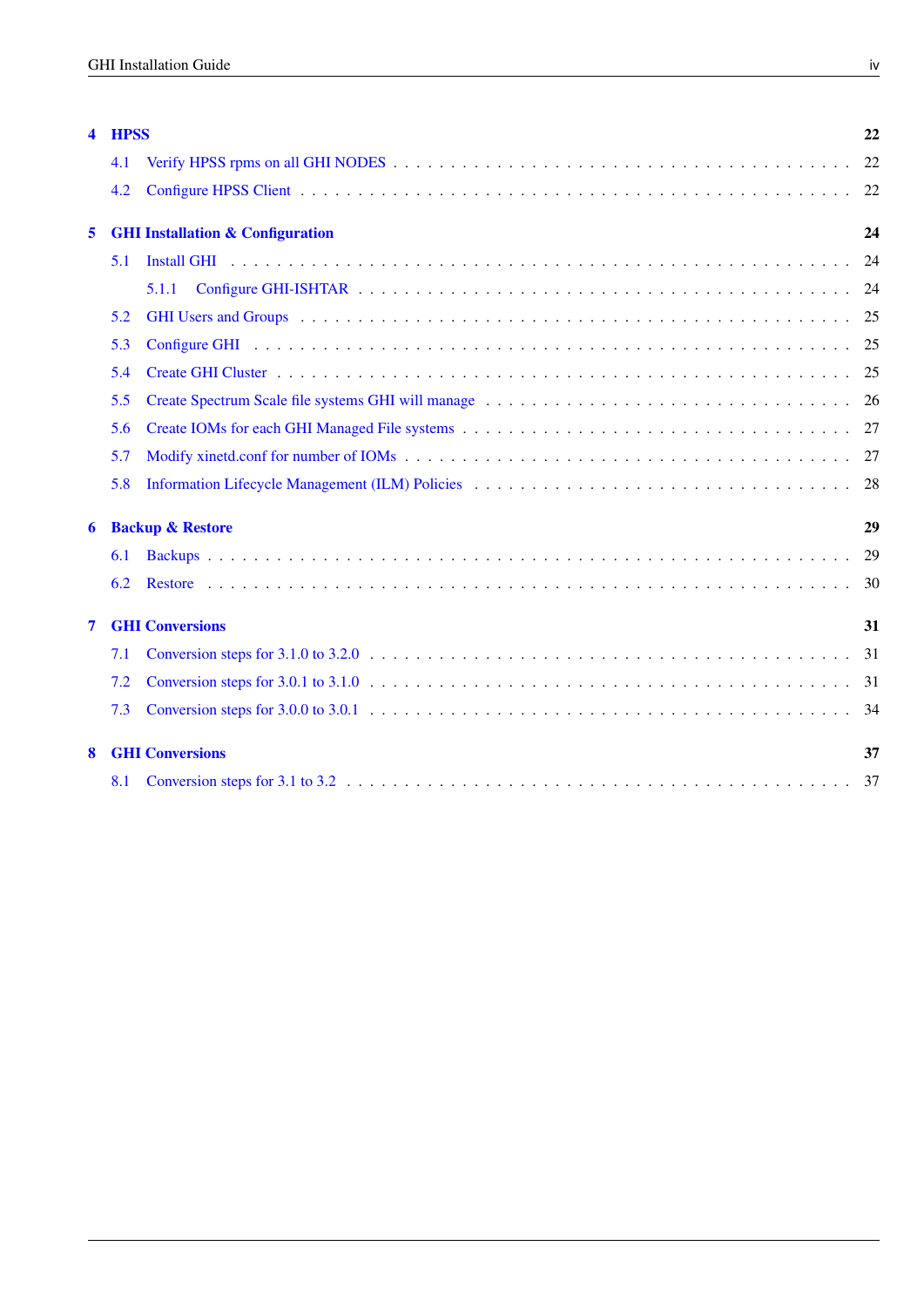**4 HPSS** **22**

- 4.1 Verify HPSS rpms on all GHI NODES . . . 22
- 4.2 Configure HPSS Client . . . 22

**5 GHI Installation & Configuration** **24**

- 5.1 Install GHI . . . 24
  - 5.1.1 Configure GHI-ISHTAR . . . 24
- 5.2 GHI Users and Groups . . . 25
- 5.3 Configure GHI . . . 25
- 5.4 Create GHI Cluster . . . 25
- 5.5 Create Spectrum Scale file systems GHI will manage . . . 26
- 5.6 Create IOMs for each GHI Managed File systems . . . 27
- 5.7 Modify xinetd.conf for number of IOMs . . . 27
- 5.8 Information Lifecycle Management (ILM) Policies . . . 28

**6 Backup & Restore** **29**

- 6.1 Backups . . . 29
- 6.2 Restore . . . 30

**7 GHI Conversions** **31**

- 7.1 Conversion steps for 3.1.0 to 3.2.0 . . . 31
- 7.2 Conversion steps for 3.0.1 to 3.1.0 . . . 31
- 7.3 Conversion steps for 3.0.0 to 3.0.1 . . . 34

**8 GHI Conversions** **37**

- 8.1 Conversion steps for 3.1 to 3.2 . . . 37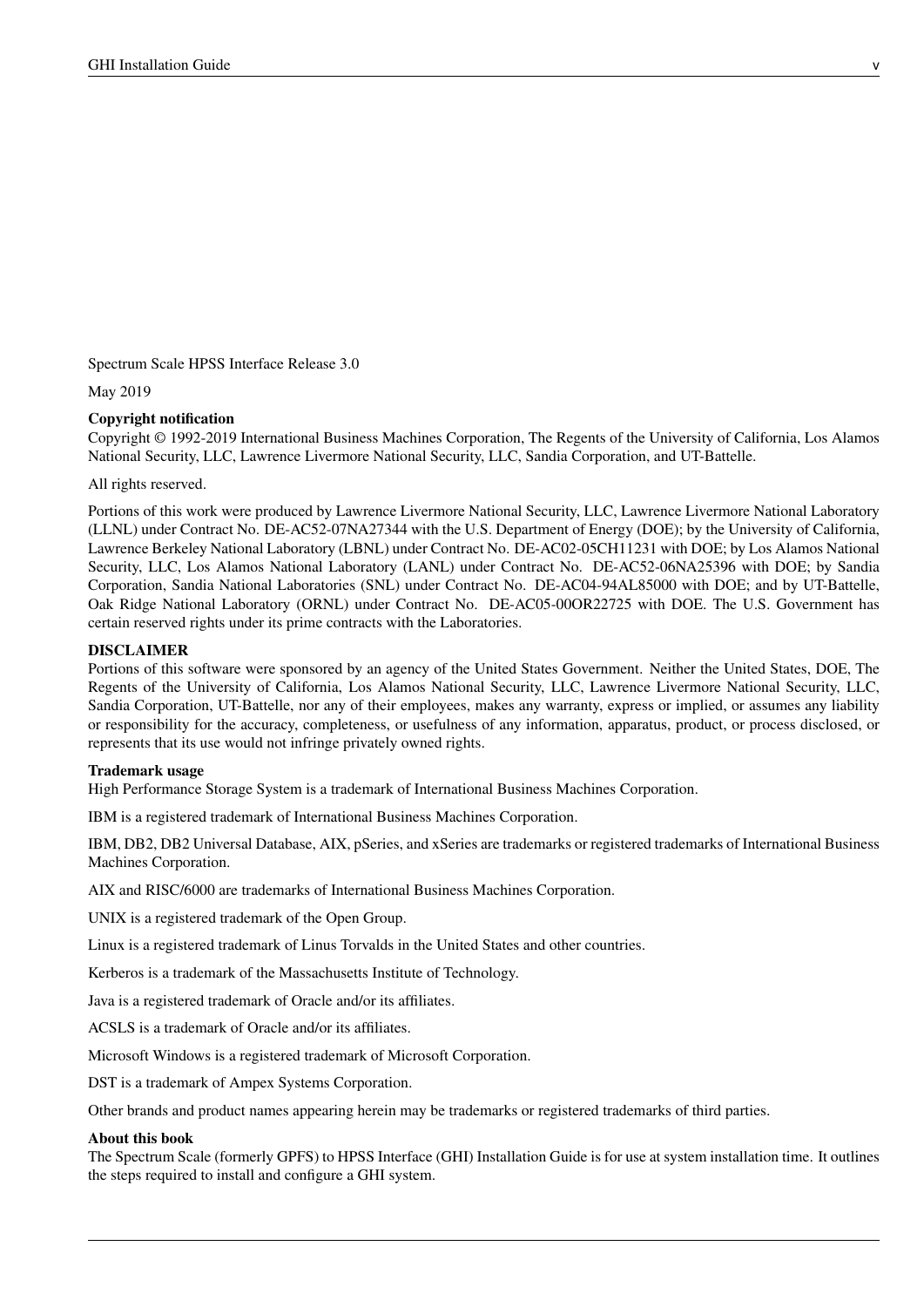Spectrum Scale HPSS Interface Release 3.0

May 2019

**Copyright notification**

Copyright © 1992-2019 International Business Machines Corporation, The Regents of the University of California, Los Alamos National Security, LLC, Lawrence Livermore National Security, LLC, Sandia Corporation, and UT-Battelle.

All rights reserved.

Portions of this work were produced by Lawrence Livermore National Security, LLC, Lawrence Livermore National Laboratory (LLNL) under Contract No. DE-AC52-07NA27344 with the U.S. Department of Energy (DOE); by the University of California, Lawrence Berkeley National Laboratory (LBNL) under Contract No. DE-AC02-05CH11231 with DOE; by Los Alamos National Security, LLC, Los Alamos National Laboratory (LANL) under Contract No. DE-AC52-06NA25396 with DOE; by Sandia Corporation, Sandia National Laboratories (SNL) under Contract No. DE-AC04-94AL85000 with DOE; and by UT-Battelle, Oak Ridge National Laboratory (ORNL) under Contract No. DE-AC05-00OR22725 with DOE. The U.S. Government has certain reserved rights under its prime contracts with the Laboratories.

**DISCLAIMER**

Portions of this software were sponsored by an agency of the United States Government. Neither the United States, DOE, The Regents of the University of California, Los Alamos National Security, LLC, Lawrence Livermore National Security, LLC, Sandia Corporation, UT-Battelle, nor any of their employees, makes any warranty, express or implied, or assumes any liability or responsibility for the accuracy, completeness, or usefulness of any information, apparatus, product, or process disclosed, or represents that its use would not infringe privately owned rights.

**Trademark usage**

High Performance Storage System is a trademark of International Business Machines Corporation.

IBM is a registered trademark of International Business Machines Corporation.

IBM, DB2, DB2 Universal Database, AIX, pSeries, and xSeries are trademarks or registered trademarks of International Business Machines Corporation.

AIX and RISC/6000 are trademarks of International Business Machines Corporation.

UNIX is a registered trademark of the Open Group.

Linux is a registered trademark of Linus Torvalds in the United States and other countries.

Kerberos is a trademark of the Massachusetts Institute of Technology.

Java is a registered trademark of Oracle and/or its affiliates.

ACSLS is a trademark of Oracle and/or its affiliates.

Microsoft Windows is a registered trademark of Microsoft Corporation.

DST is a trademark of Ampex Systems Corporation.

Other brands and product names appearing herein may be trademarks or registered trademarks of third parties.

**About this book**

The Spectrum Scale (formerly GPFS) to HPSS Interface (GHI) Installation Guide is for use at system installation time. It outlines the steps required to install and configure a GHI system.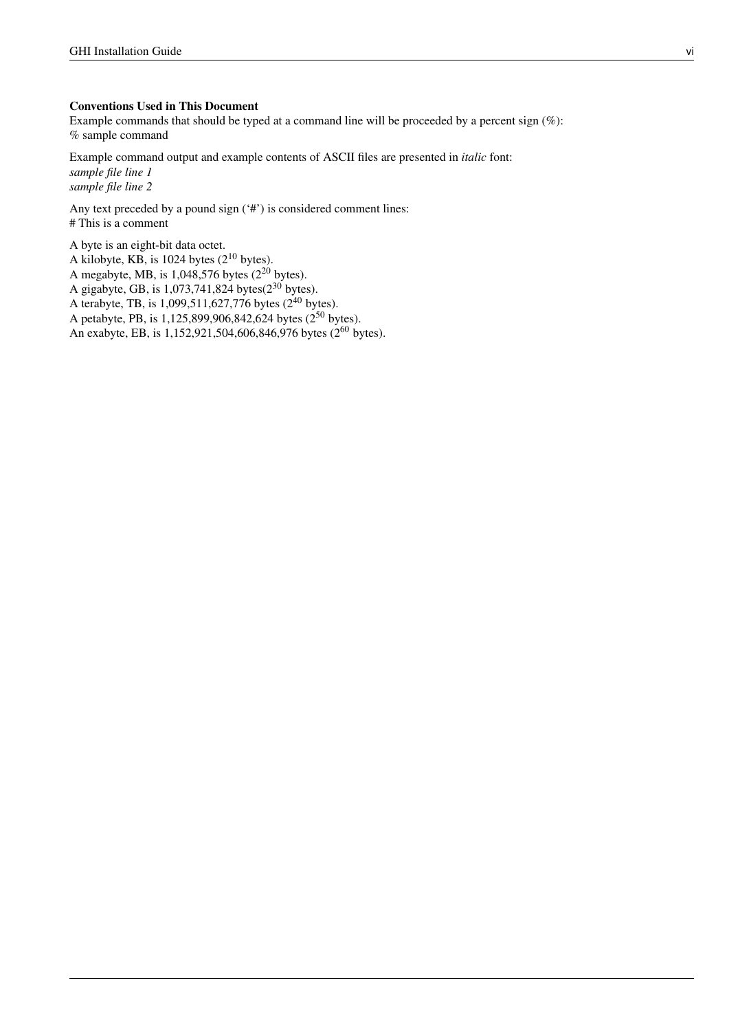**Conventions Used in This Document**

Example commands that should be typed at a command line will be proceeded by a percent sign (%):
% sample command

Example command output and example contents of ASCII files are presented in *italic* font:
*sample file line 1*
*sample file line 2*

Any text preceded by a pound sign ('#') is considered comment lines:
# This is a comment

A byte is an eight-bit data octet.
A kilobyte, KB, is 1024 bytes ($2^{10}$ bytes).
A megabyte, MB, is 1,048,576 bytes ($2^{20}$ bytes).
A gigabyte, GB, is 1,073,741,824 bytes($2^{30}$ bytes).
A terabyte, TB, is 1,099,511,627,776 bytes ($2^{40}$ bytes).
A petabyte, PB, is 1,125,899,906,842,624 bytes ($2^{50}$ bytes).
An exabyte, EB, is 1,152,921,504,606,846,976 bytes ($2^{60}$ bytes).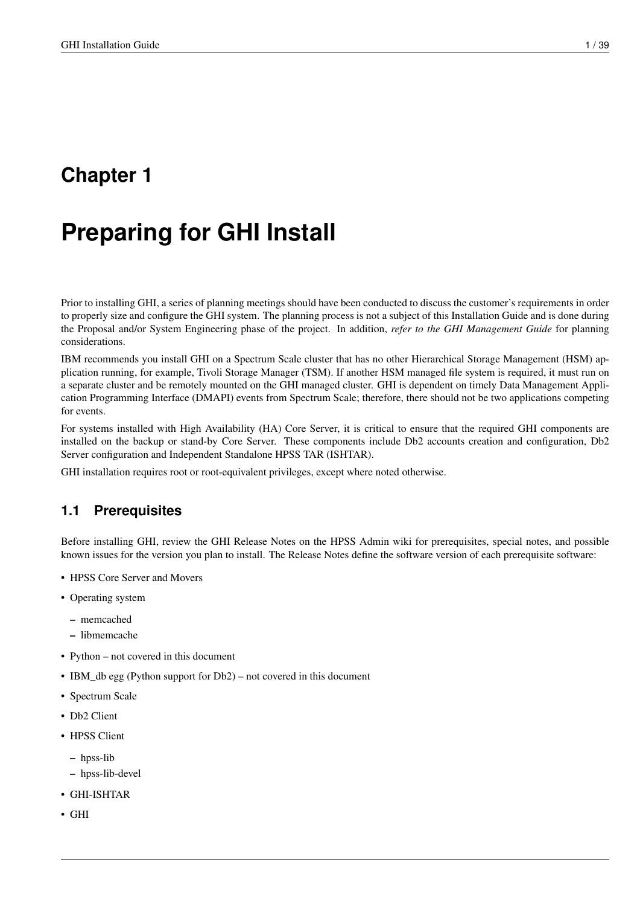# Chapter 1

# Preparing for GHI Install

Prior to installing GHI, a series of planning meetings should have been conducted to discuss the customer's requirements in order to properly size and configure the GHI system. The planning process is not a subject of this Installation Guide and is done during the Proposal and/or System Engineering phase of the project. In addition, *refer to the GHI Management Guide* for planning considerations.

IBM recommends you install GHI on a Spectrum Scale cluster that has no other Hierarchical Storage Management (HSM) application running, for example, Tivoli Storage Manager (TSM). If another HSM managed file system is required, it must run on a separate cluster and be remotely mounted on the GHI managed cluster. GHI is dependent on timely Data Management Application Programming Interface (DMAPI) events from Spectrum Scale; therefore, there should not be two applications competing for events.

For systems installed with High Availability (HA) Core Server, it is critical to ensure that the required GHI components are installed on the backup or stand-by Core Server. These components include Db2 accounts creation and configuration, Db2 Server configuration and Independent Standalone HPSS TAR (ISHTAR).

GHI installation requires root or root-equivalent privileges, except where noted otherwise.

## 1.1 Prerequisites

Before installing GHI, review the GHI Release Notes on the HPSS Admin wiki for prerequisites, special notes, and possible known issues for the version you plan to install. The Release Notes define the software version of each prerequisite software:

- HPSS Core Server and Movers
- Operating system
  - memcached
  - libmemcache
- Python – not covered in this document
- IBM_db egg (Python support for Db2) – not covered in this document
- Spectrum Scale
- Db2 Client
- HPSS Client
  - hpss-lib
  - hpss-lib-devel
- GHI-ISHTAR
- GHI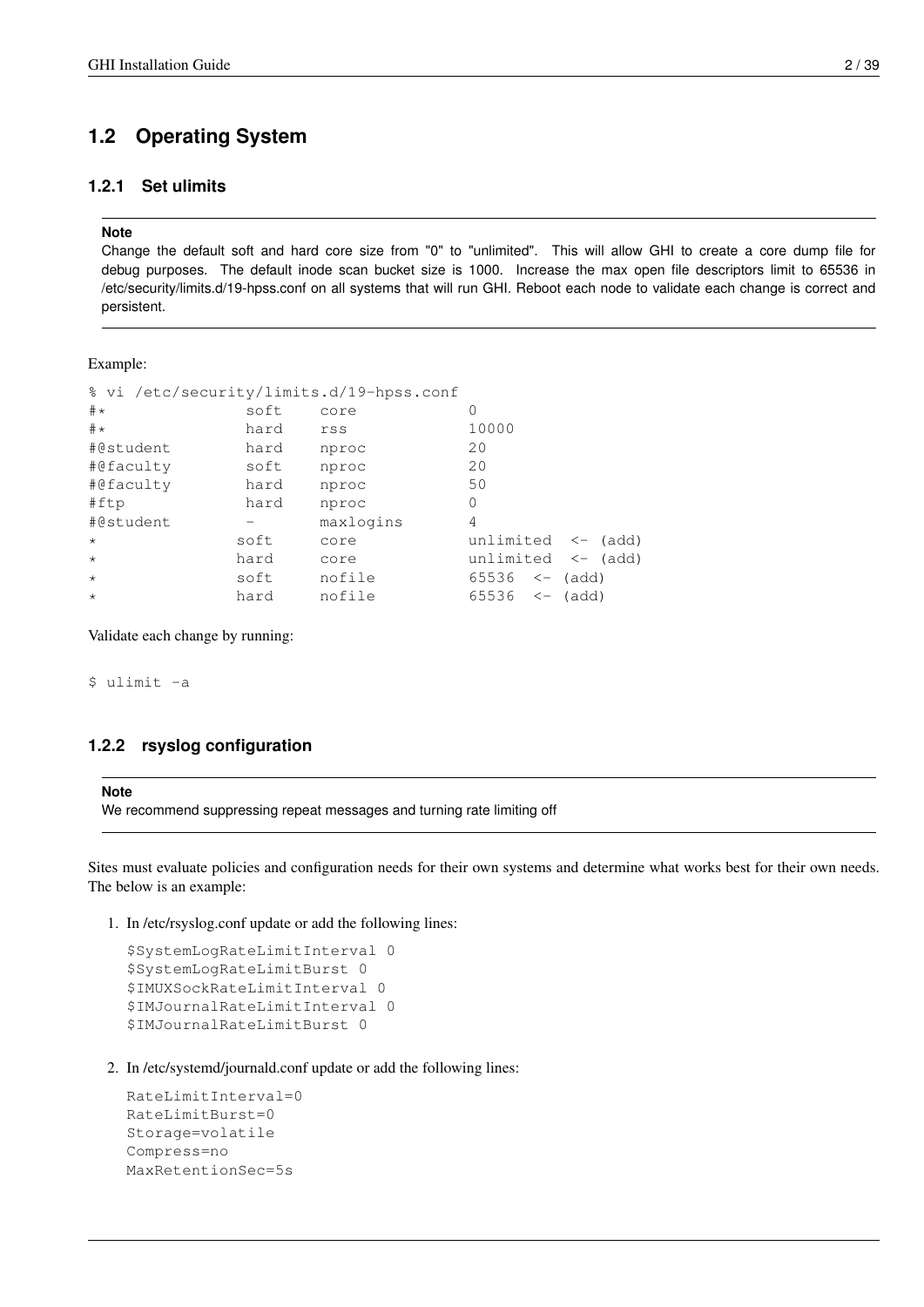## 1.2 Operating System

### 1.2.1 Set ulimits

> **Note**
>
> Change the default soft and hard core size from "0" to "unlimited". This will allow GHI to create a core dump file for debug purposes. The default inode scan bucket size is 1000. Increase the max open file descriptors limit to 65536 in /etc/security/limits.d/19-hpss.conf on all systems that will run GHI. Reboot each node to validate each change is correct and persistent.

Example:

```
% vi /etc/security/limits.d/19-hpss.conf
#*               soft    core            0
#*               hard    rss             10000
#@student        hard    nproc           20
#@faculty        soft    nproc           20
#@faculty        hard    nproc           50
#ftp             hard    nproc           0
#@student        -       maxlogins       4
*               soft    core            unlimited  <- (add)
*               hard    core            unlimited  <- (add)
*               soft    nofile          65536  <- (add)
*               hard    nofile          65536  <- (add)
```

Validate each change by running:

```
$ ulimit -a
```

### 1.2.2 rsyslog configuration

> **Note**
>
> We recommend suppressing repeat messages and turning rate limiting off

Sites must evaluate policies and configuration needs for their own systems and determine what works best for their own needs. The below is an example:

1. In /etc/rsyslog.conf update or add the following lines:

```
$SystemLogRateLimitInterval 0
$SystemLogRateLimitBurst 0
$IMUXSockRateLimitInterval 0
$IMJournalRateLimitInterval 0
$IMJournalRateLimitBurst 0
```

2. In /etc/systemd/journald.conf update or add the following lines:

```
RateLimitInterval=0
RateLimitBurst=0
Storage=volatile
Compress=no
MaxRetentionSec=5s
```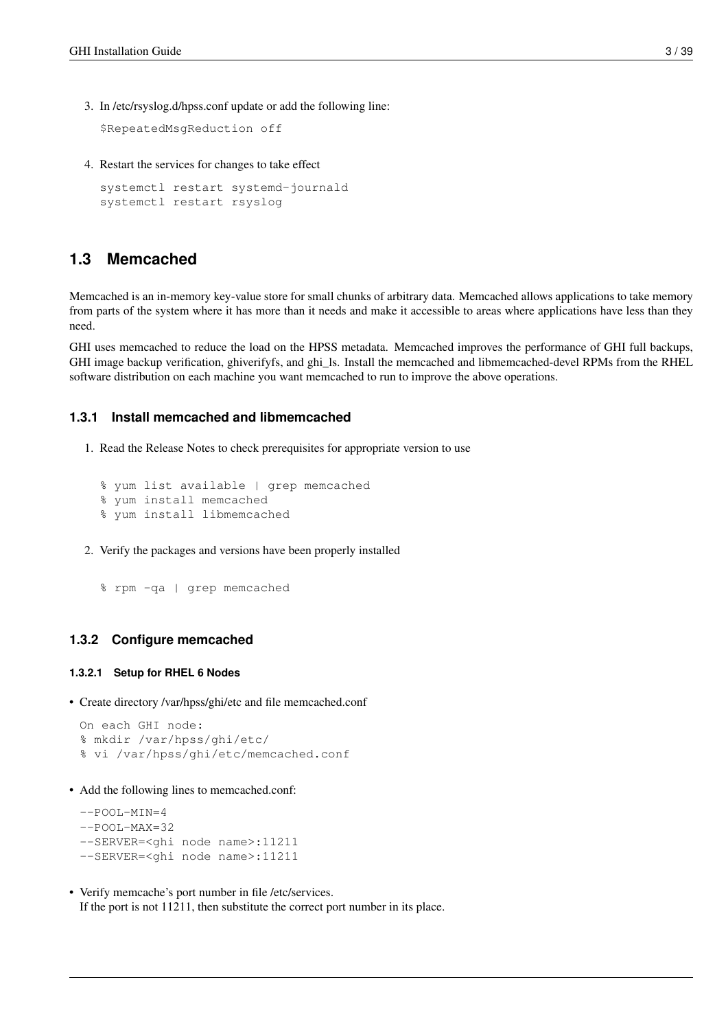3. In /etc/rsyslog.d/hpss.conf update or add the following line:

```
$RepeatedMsgReduction off
```

4. Restart the services for changes to take effect

```
systemctl restart systemd-journald
systemctl restart rsyslog
```

## 1.3 Memcached

Memcached is an in-memory key-value store for small chunks of arbitrary data. Memcached allows applications to take memory from parts of the system where it has more than it needs and make it accessible to areas where applications have less than they need.

GHI uses memcached to reduce the load on the HPSS metadata. Memcached improves the performance of GHI full backups, GHI image backup verification, ghiverifyfs, and ghi_ls. Install the memcached and libmemcached-devel RPMs from the RHEL software distribution on each machine you want memcached to run to improve the above operations.

### 1.3.1 Install memcached and libmemcached

1. Read the Release Notes to check prerequisites for appropriate version to use

```
% yum list available | grep memcached
% yum install memcached
% yum install libmemcached
```

2. Verify the packages and versions have been properly installed

```
% rpm -qa | grep memcached
```

### 1.3.2 Configure memcached

#### 1.3.2.1 Setup for RHEL 6 Nodes

- Create directory /var/hpss/ghi/etc and file memcached.conf

```
On each GHI node:
% mkdir /var/hpss/ghi/etc/
% vi /var/hpss/ghi/etc/memcached.conf
```

- Add the following lines to memcached.conf:

```
--POOL-MIN=4
--POOL-MAX=32
--SERVER=<ghi node name>:11211
--SERVER=<ghi node name>:11211
```

- Verify memcache's port number in file /etc/services.
  If the port is not 11211, then substitute the correct port number in its place.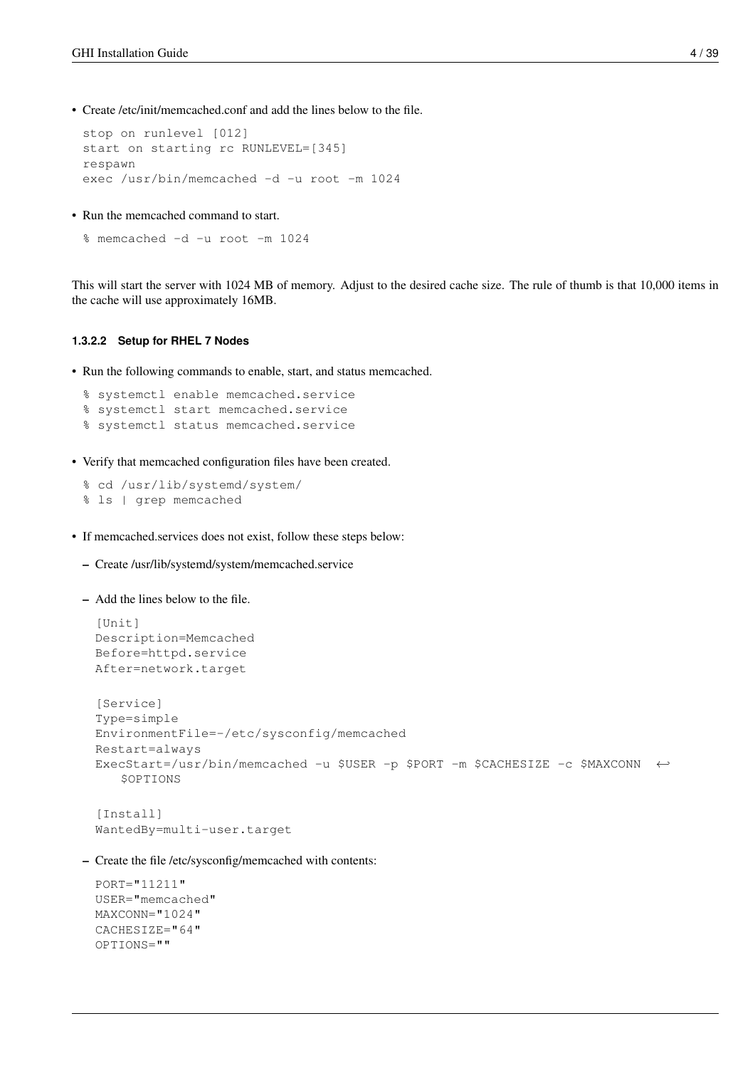- Create /etc/init/memcached.conf and add the lines below to the file.

```
stop on runlevel [012]
start on starting rc RUNLEVEL=[345]
respawn
exec /usr/bin/memcached -d -u root -m 1024
```

- Run the memcached command to start.

```
% memcached -d -u root -m 1024
```

This will start the server with 1024 MB of memory. Adjust to the desired cache size. The rule of thumb is that 10,000 items in the cache will use approximately 16MB.

#### 1.3.2.2 Setup for RHEL 7 Nodes

- Run the following commands to enable, start, and status memcached.

```
% systemctl enable memcached.service
% systemctl start memcached.service
% systemctl status memcached.service
```

- Verify that memcached configuration files have been created.

```
% cd /usr/lib/systemd/system/
% ls | grep memcached
```

- If memcached.services does not exist, follow these steps below:
  - Create /usr/lib/systemd/system/memcached.service
  - Add the lines below to the file.

```
[Unit]
Description=Memcached
Before=httpd.service
After=network.target

[Service]
Type=simple
EnvironmentFile=-/etc/sysconfig/memcached
Restart=always
ExecStart=/usr/bin/memcached -u $USER -p $PORT -m $CACHESIZE -c $MAXCONN ↩
    $OPTIONS

[Install]
WantedBy=multi-user.target
```

  - Create the file /etc/sysconfig/memcached with contents:

```
PORT="11211"
USER="memcached"
MAXCONN="1024"
CACHESIZE="64"
OPTIONS=""
```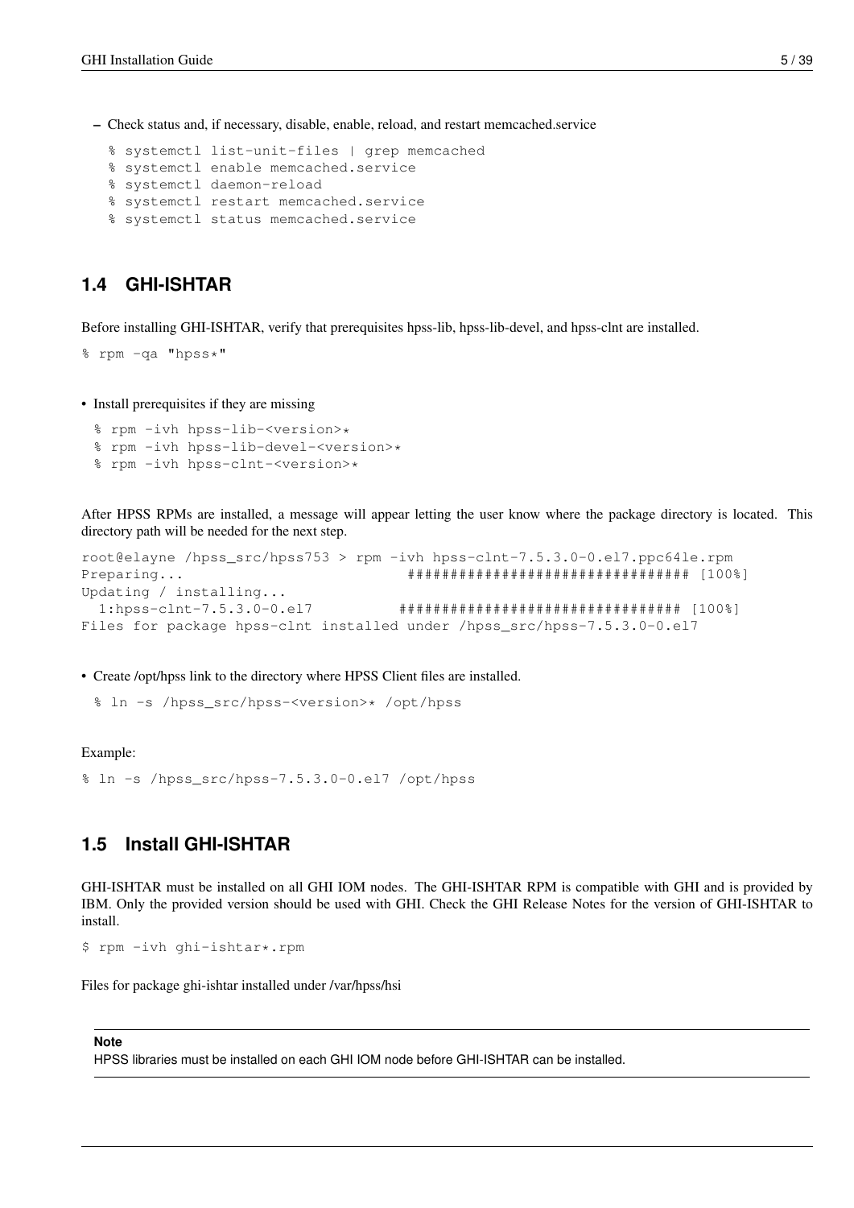– Check status and, if necessary, disable, enable, reload, and restart memcached.service

```
% systemctl list-unit-files | grep memcached
% systemctl enable memcached.service
% systemctl daemon-reload
% systemctl restart memcached.service
% systemctl status memcached.service
```

## 1.4 GHI-ISHTAR

Before installing GHI-ISHTAR, verify that prerequisites hpss-lib, hpss-lib-devel, and hpss-clnt are installed.

```
% rpm -qa "hpss*"
```

- Install prerequisites if they are missing

```
% rpm -ivh hpss-lib-<version>*
% rpm -ivh hpss-lib-devel-<version>*
% rpm -ivh hpss-clnt-<version>*
```

After HPSS RPMs are installed, a message will appear letting the user know where the package directory is located. This directory path will be needed for the next step.

```
root@elayne /hpss_src/hpss753 > rpm -ivh hpss-clnt-7.5.3.0-0.el7.ppc64le.rpm
Preparing...                          ################################# [100%]
Updating / installing...
   1:hpss-clnt-7.5.3.0-0.el7          ################################# [100%]
Files for package hpss-clnt installed under /hpss_src/hpss-7.5.3.0-0.el7
```

- Create /opt/hpss link to the directory where HPSS Client files are installed.

```
% ln -s /hpss_src/hpss-<version>* /opt/hpss
```

Example:

```
% ln -s /hpss_src/hpss-7.5.3.0-0.el7 /opt/hpss
```

## 1.5 Install GHI-ISHTAR

GHI-ISHTAR must be installed on all GHI IOM nodes. The GHI-ISHTAR RPM is compatible with GHI and is provided by IBM. Only the provided version should be used with GHI. Check the GHI Release Notes for the version of GHI-ISHTAR to install.

```
$ rpm -ivh ghi-ishtar*.rpm
```

Files for package ghi-ishtar installed under /var/hpss/hsi

**Note**

HPSS libraries must be installed on each GHI IOM node before GHI-ISHTAR can be installed.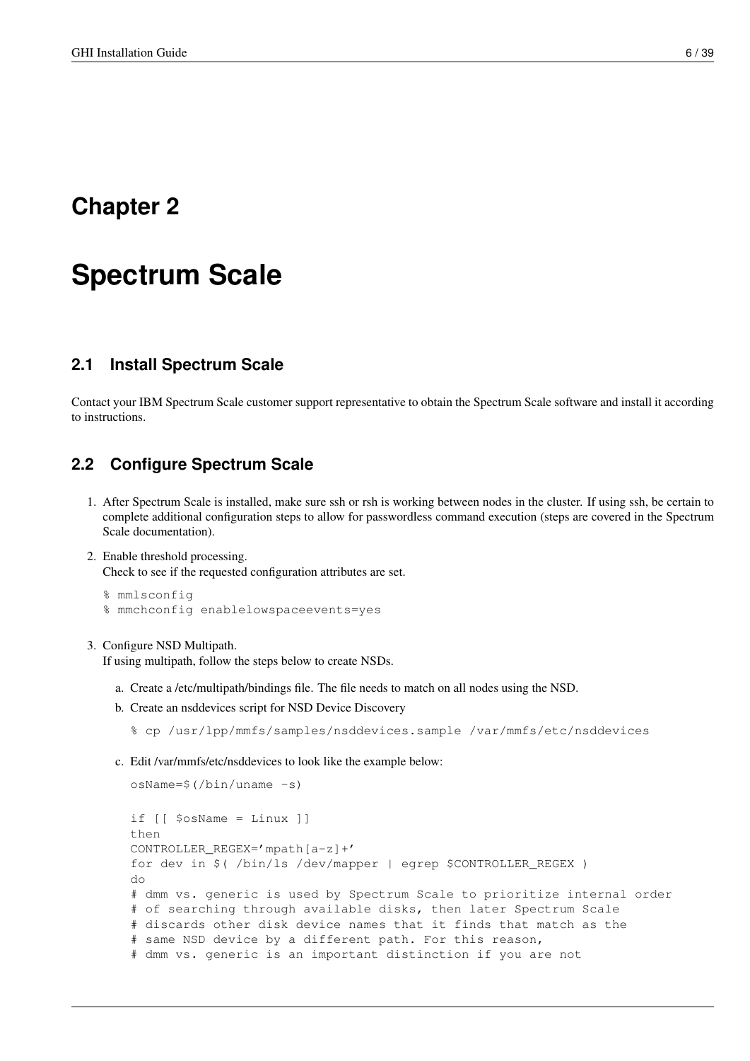# Chapter 2

# Spectrum Scale

## 2.1 Install Spectrum Scale

Contact your IBM Spectrum Scale customer support representative to obtain the Spectrum Scale software and install it according to instructions.

## 2.2 Configure Spectrum Scale

1. After Spectrum Scale is installed, make sure ssh or rsh is working between nodes in the cluster. If using ssh, be certain to complete additional configuration steps to allow for passwordless command execution (steps are covered in the Spectrum Scale documentation).

2. Enable threshold processing.
   Check to see if the requested configuration attributes are set.

   ```
   % mmlsconfig
   % mmchconfig enablelowspaceevents=yes
   ```

3. Configure NSD Multipath.
   If using multipath, follow the steps below to create NSDs.

   a. Create a /etc/multipath/bindings file. The file needs to match on all nodes using the NSD.

   b. Create an nsddevices script for NSD Device Discovery

   ```
   % cp /usr/lpp/mmfs/samples/nsddevices.sample /var/mmfs/etc/nsddevices
   ```

   c. Edit /var/mmfs/etc/nsddevices to look like the example below:

   ```
   osName=$(/bin/uname -s)

   if [[ $osName = Linux ]]
   then
   CONTROLLER_REGEX='mpath[a-z]+'
   for dev in $( /bin/ls /dev/mapper | egrep $CONTROLLER_REGEX )
   do
   # dmm vs. generic is used by Spectrum Scale to prioritize internal order
   # of searching through available disks, then later Spectrum Scale
   # discards other disk device names that it finds that match as the
   # same NSD device by a different path. For this reason,
   # dmm vs. generic is an important distinction if you are not
   ```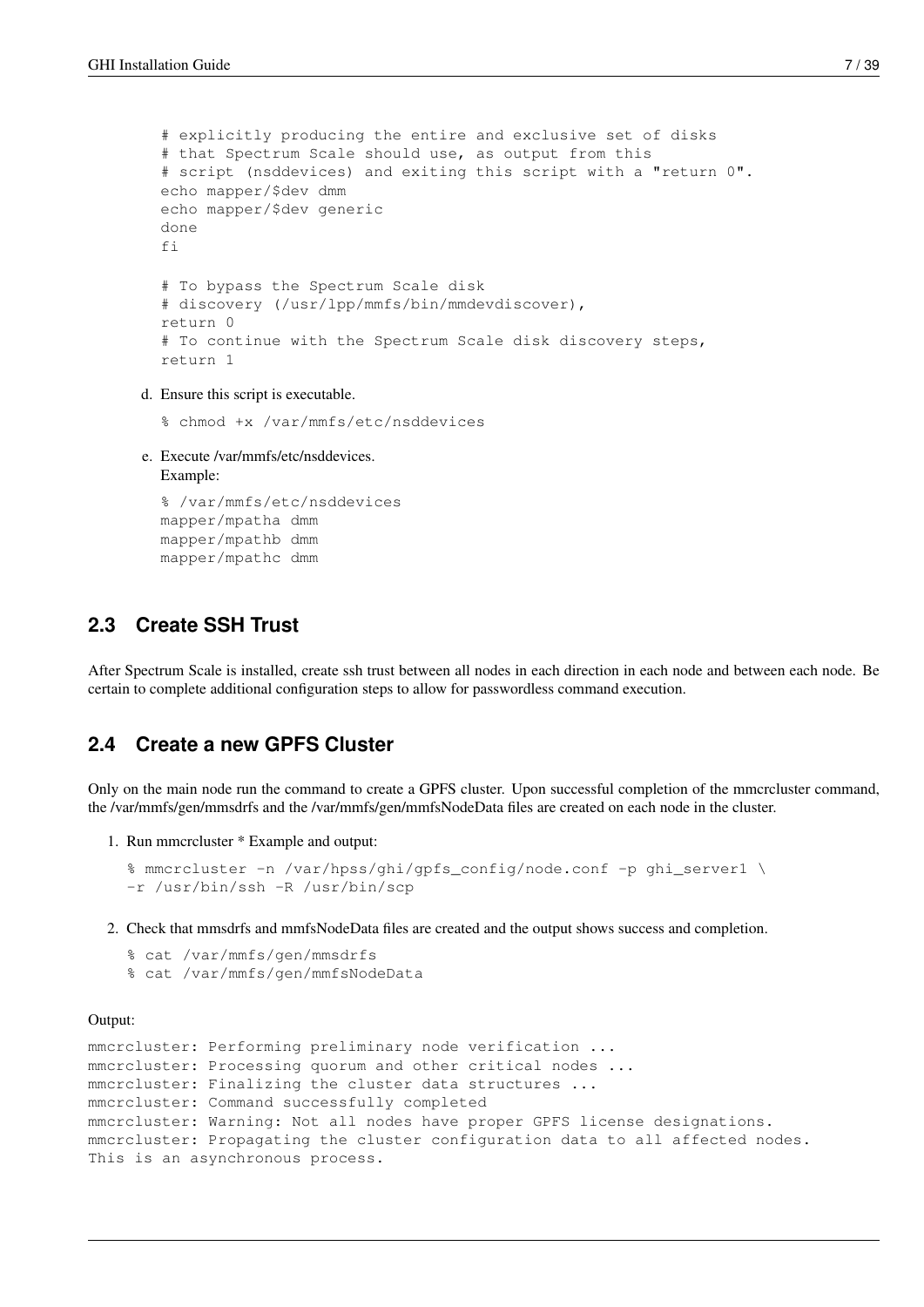```
# explicitly producing the entire and exclusive set of disks
# that Spectrum Scale should use, as output from this
# script (nsddevices) and exiting this script with a "return 0".
echo mapper/$dev dmm
echo mapper/$dev generic
done
fi

# To bypass the Spectrum Scale disk
# discovery (/usr/lpp/mmfs/bin/mmdevdiscover),
return 0
# To continue with the Spectrum Scale disk discovery steps,
return 1
```

d. Ensure this script is executable.

```
% chmod +x /var/mmfs/etc/nsddevices
```

e. Execute /var/mmfs/etc/nsddevices.
   Example:

```
% /var/mmfs/etc/nsddevices
mapper/mpatha dmm
mapper/mpathb dmm
mapper/mpathc dmm
```

## 2.3 Create SSH Trust

After Spectrum Scale is installed, create ssh trust between all nodes in each direction in each node and between each node. Be certain to complete additional configuration steps to allow for passwordless command execution.

## 2.4 Create a new GPFS Cluster

Only on the main node run the command to create a GPFS cluster. Upon successful completion of the mmcrcluster command, the /var/mmfs/gen/mmsdrfs and the /var/mmfs/gen/mmfsNodeData files are created on each node in the cluster.

1. Run mmcrcluster * Example and output:

```
% mmcrcluster -n /var/hpss/ghi/gpfs_config/node.conf -p ghi_server1 \
-r /usr/bin/ssh -R /usr/bin/scp
```

2. Check that mmsdrfs and mmfsNodeData files are created and the output shows success and completion.

```
% cat /var/mmfs/gen/mmsdrfs
% cat /var/mmfs/gen/mmfsNodeData
```

Output:

```
mmcrcluster: Performing preliminary node verification ...
mmcrcluster: Processing quorum and other critical nodes ...
mmcrcluster: Finalizing the cluster data structures ...
mmcrcluster: Command successfully completed
mmcrcluster: Warning: Not all nodes have proper GPFS license designations.
mmcrcluster: Propagating the cluster configuration data to all affected nodes.
This is an asynchronous process.
```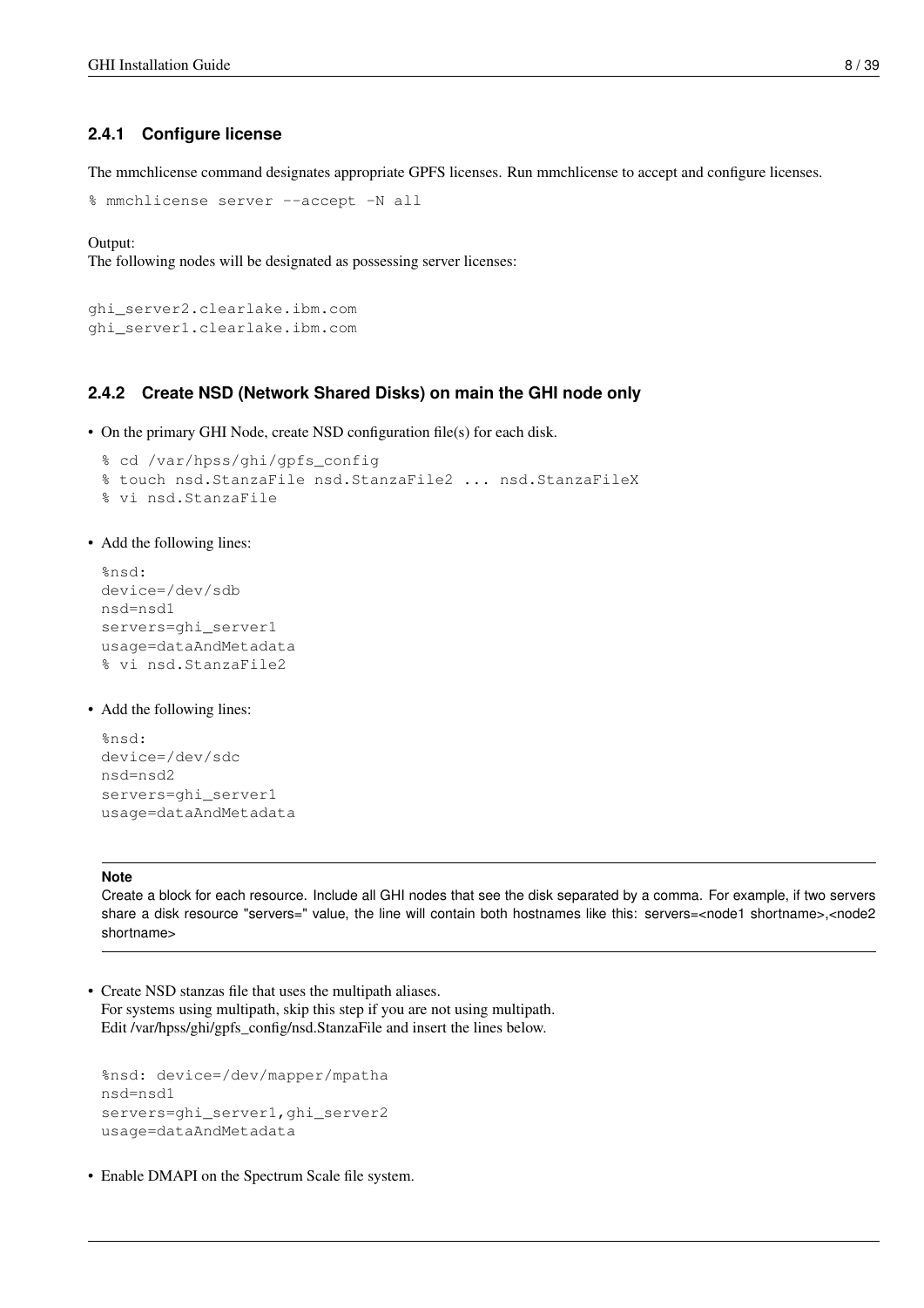### 2.4.1 Configure license

The mmchlicense command designates appropriate GPFS licenses. Run mmchlicense to accept and configure licenses.

```
% mmchlicense server --accept -N all
```

Output:
The following nodes will be designated as possessing server licenses:

```
ghi_server2.clearlake.ibm.com
ghi_server1.clearlake.ibm.com
```

### 2.4.2 Create NSD (Network Shared Disks) on main the GHI node only

- On the primary GHI Node, create NSD configuration file(s) for each disk.

```
% cd /var/hpss/ghi/gpfs_config
% touch nsd.StanzaFile nsd.StanzaFile2 ... nsd.StanzaFileX
% vi nsd.StanzaFile
```

- Add the following lines:

```
%nsd:
device=/dev/sdb
nsd=nsd1
servers=ghi_server1
usage=dataAndMetadata
% vi nsd.StanzaFile2
```

- Add the following lines:

```
%nsd:
device=/dev/sdc
nsd=nsd2
servers=ghi_server1
usage=dataAndMetadata
```

---

**Note**

Create a block for each resource. Include all GHI nodes that see the disk separated by a comma. For example, if two servers share a disk resource "servers=" value, the line will contain both hostnames like this: servers=<node1 shortname>,<node2 shortname>

---

- Create NSD stanzas file that uses the multipath aliases.
  For systems using multipath, skip this step if you are not using multipath.
  Edit /var/hpss/ghi/gpfs_config/nsd.StanzaFile and insert the lines below.

```
%nsd: device=/dev/mapper/mpatha
nsd=nsd1
servers=ghi_server1,ghi_server2
usage=dataAndMetadata
```

- Enable DMAPI on the Spectrum Scale file system.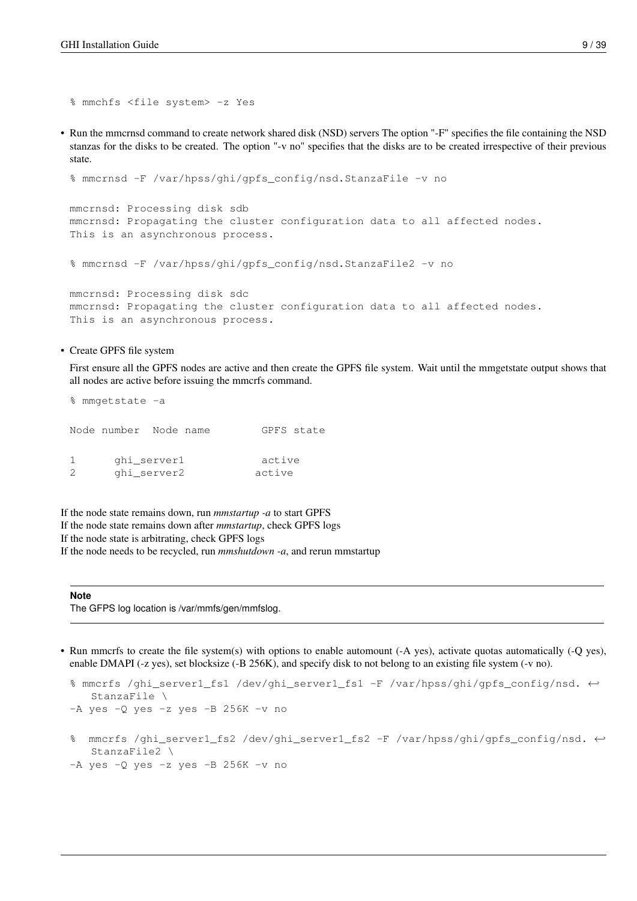```
% mmchfs <file system> -z Yes
```

- Run the mmcrnsd command to create network shared disk (NSD) servers The option "-F" specifies the file containing the NSD stanzas for the disks to be created. The option "-v no" specifies that the disks are to be created irrespective of their previous state.

```
% mmcrnsd -F /var/hpss/ghi/gpfs_config/nsd.StanzaFile -v no

mmcrnsd: Processing disk sdb
mmcrnsd: Propagating the cluster configuration data to all affected nodes.
This is an asynchronous process.

% mmcrnsd -F /var/hpss/ghi/gpfs_config/nsd.StanzaFile2 -v no

mmcrnsd: Processing disk sdc
mmcrnsd: Propagating the cluster configuration data to all affected nodes.
This is an asynchronous process.
```

- Create GPFS file system

  First ensure all the GPFS nodes are active and then create the GPFS file system. Wait until the mmgetstate output shows that all nodes are active before issuing the mmcrfs command.

```
% mmgetstate -a

Node number  Node name        GPFS state

1      ghi_server1            active
2      ghi_server2           active
```

If the node state remains down, run *mmstartup -a* to start GPFS
If the node state remains down after *mmstartup*, check GPFS logs
If the node state is arbitrating, check GPFS logs
If the node needs to be recycled, run *mmshutdown -a*, and rerun mmstartup

**Note**
The GFPS log location is /var/mmfs/gen/mmfslog.

- Run mmcrfs to create the file system(s) with options to enable automount (-A yes), activate quotas automatically (-Q yes), enable DMAPI (-z yes), set blocksize (-B 256K), and specify disk to not belong to an existing file system (-v no).

```
% mmcrfs /ghi_server1_fs1 /dev/ghi_server1_fs1 -F /var/hpss/ghi/gpfs_config/nsd.StanzaFile \
-A yes -Q yes -z yes -B 256K -v no

%  mmcrfs /ghi_server1_fs2 /dev/ghi_server1_fs2 -F /var/hpss/ghi/gpfs_config/nsd.StanzaFile2 \
-A yes -Q yes -z yes -B 256K -v no
```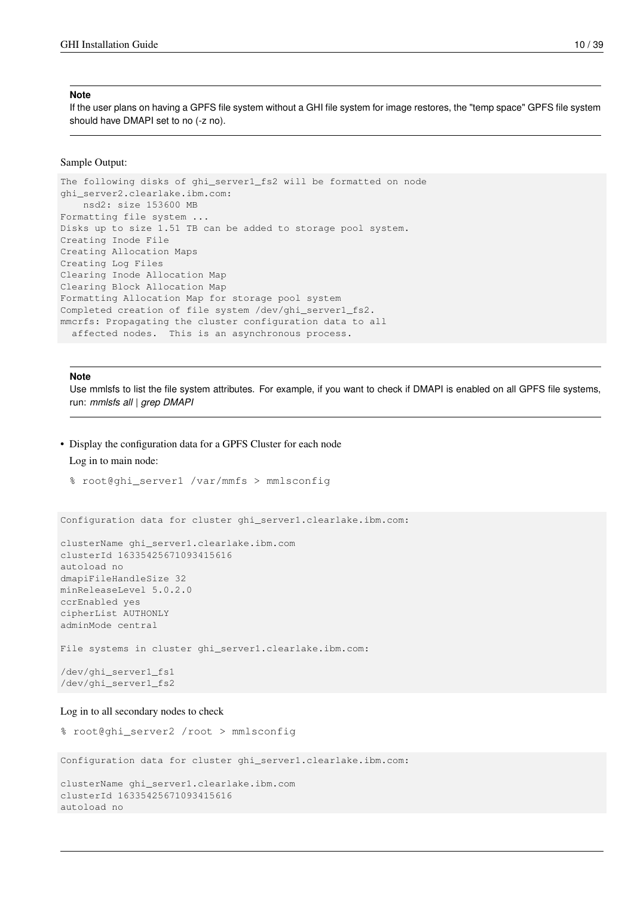> **Note**
>
> If the user plans on having a GPFS file system without a GHI file system for image restores, the "temp space" GPFS file system should have DMAPI set to no (-z no).

Sample Output:

```
The following disks of ghi_server1_fs2 will be formatted on node
ghi_server2.clearlake.ibm.com:
    nsd2: size 153600 MB
Formatting file system ...
Disks up to size 1.51 TB can be added to storage pool system.
Creating Inode File
Creating Allocation Maps
Creating Log Files
Clearing Inode Allocation Map
Clearing Block Allocation Map
Formatting Allocation Map for storage pool system
Completed creation of file system /dev/ghi_server1_fs2.
mmcrfs: Propagating the cluster configuration data to all
  affected nodes.  This is an asynchronous process.
```

> **Note**
>
> Use mmlsfs to list the file system attributes. For example, if you want to check if DMAPI is enabled on all GPFS file systems, run: *mmlsfs all | grep DMAPI*

- Display the configuration data for a GPFS Cluster for each node

  Log in to main node:

  ```
  % root@ghi_server1 /var/mmfs > mmlsconfig
  ```

```
Configuration data for cluster ghi_server1.clearlake.ibm.com:

clusterName ghi_server1.clearlake.ibm.com
clusterId 16335425671093415616
autoload no
dmapiFileHandleSize 32
minReleaseLevel 5.0.2.0
ccrEnabled yes
cipherList AUTHONLY
adminMode central

File systems in cluster ghi_server1.clearlake.ibm.com:

/dev/ghi_server1_fs1
/dev/ghi_server1_fs2
```

Log in to all secondary nodes to check

```
% root@ghi_server2 /root > mmlsconfig
```

```
Configuration data for cluster ghi_server1.clearlake.ibm.com:

clusterName ghi_server1.clearlake.ibm.com
clusterId 16335425671093415616
autoload no
```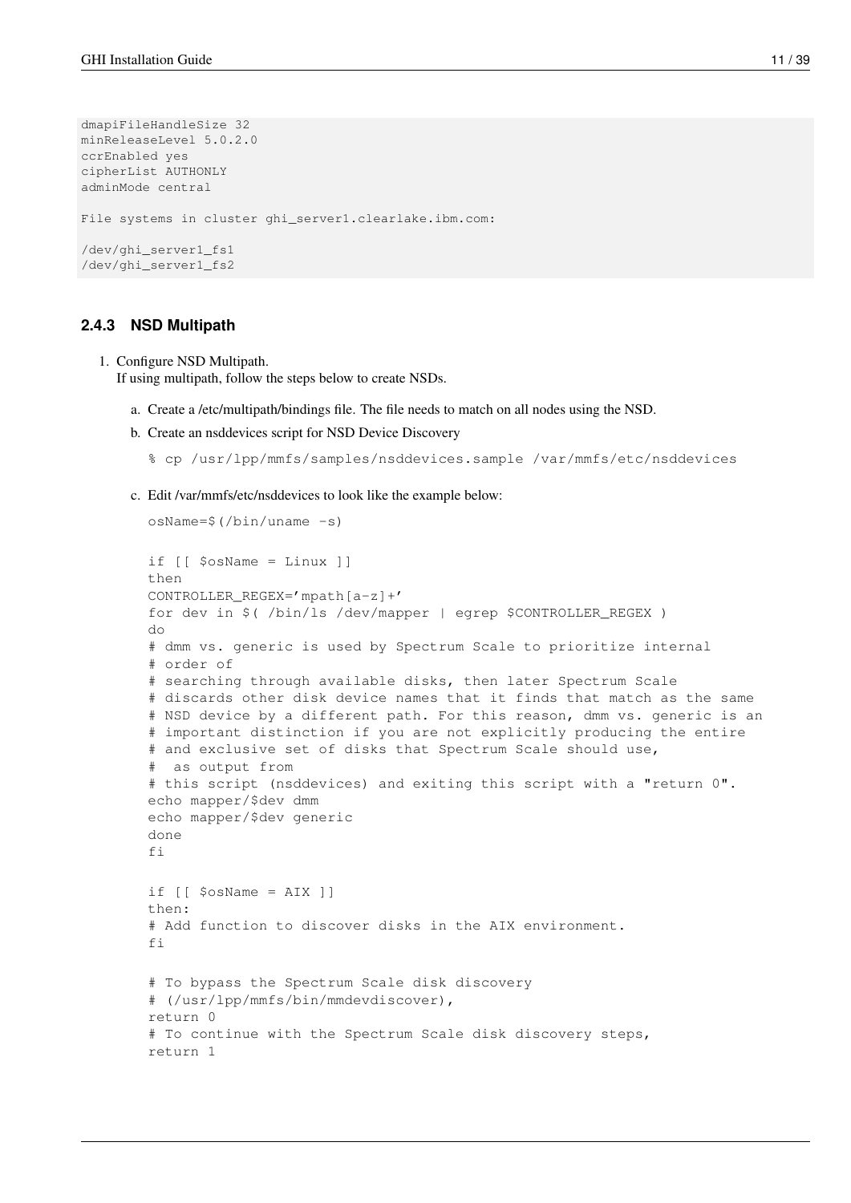```
dmapiFileHandleSize 32
minReleaseLevel 5.0.2.0
ccrEnabled yes
cipherList AUTHONLY
adminMode central

File systems in cluster ghi_server1.clearlake.ibm.com:

/dev/ghi_server1_fs1
/dev/ghi_server1_fs2
```

### 2.4.3 NSD Multipath

1. Configure NSD Multipath.
   If using multipath, follow the steps below to create NSDs.

   a. Create a /etc/multipath/bindings file. The file needs to match on all nodes using the NSD.

   b. Create an nsddevices script for NSD Device Discovery

   ```
   % cp /usr/lpp/mmfs/samples/nsddevices.sample /var/mmfs/etc/nsddevices
   ```

   c. Edit /var/mmfs/etc/nsddevices to look like the example below:

   ```
   osName=$(/bin/uname -s)

   if [[ $osName = Linux ]]
   then
   CONTROLLER_REGEX='mpath[a-z]+'
   for dev in $( /bin/ls /dev/mapper | egrep $CONTROLLER_REGEX )
   do
   # dmm vs. generic is used by Spectrum Scale to prioritize internal
   # order of
   # searching through available disks, then later Spectrum Scale
   # discards other disk device names that it finds that match as the same
   # NSD device by a different path. For this reason, dmm vs. generic is an
   # important distinction if you are not explicitly producing the entire
   # and exclusive set of disks that Spectrum Scale should use,
   #  as output from
   # this script (nsddevices) and exiting this script with a "return 0".
   echo mapper/$dev dmm
   echo mapper/$dev generic
   done
   fi

   if [[ $osName = AIX ]]
   then:
   # Add function to discover disks in the AIX environment.
   fi

   # To bypass the Spectrum Scale disk discovery
   # (/usr/lpp/mmfs/bin/mmdevdiscover),
   return 0
   # To continue with the Spectrum Scale disk discovery steps,
   return 1
   ```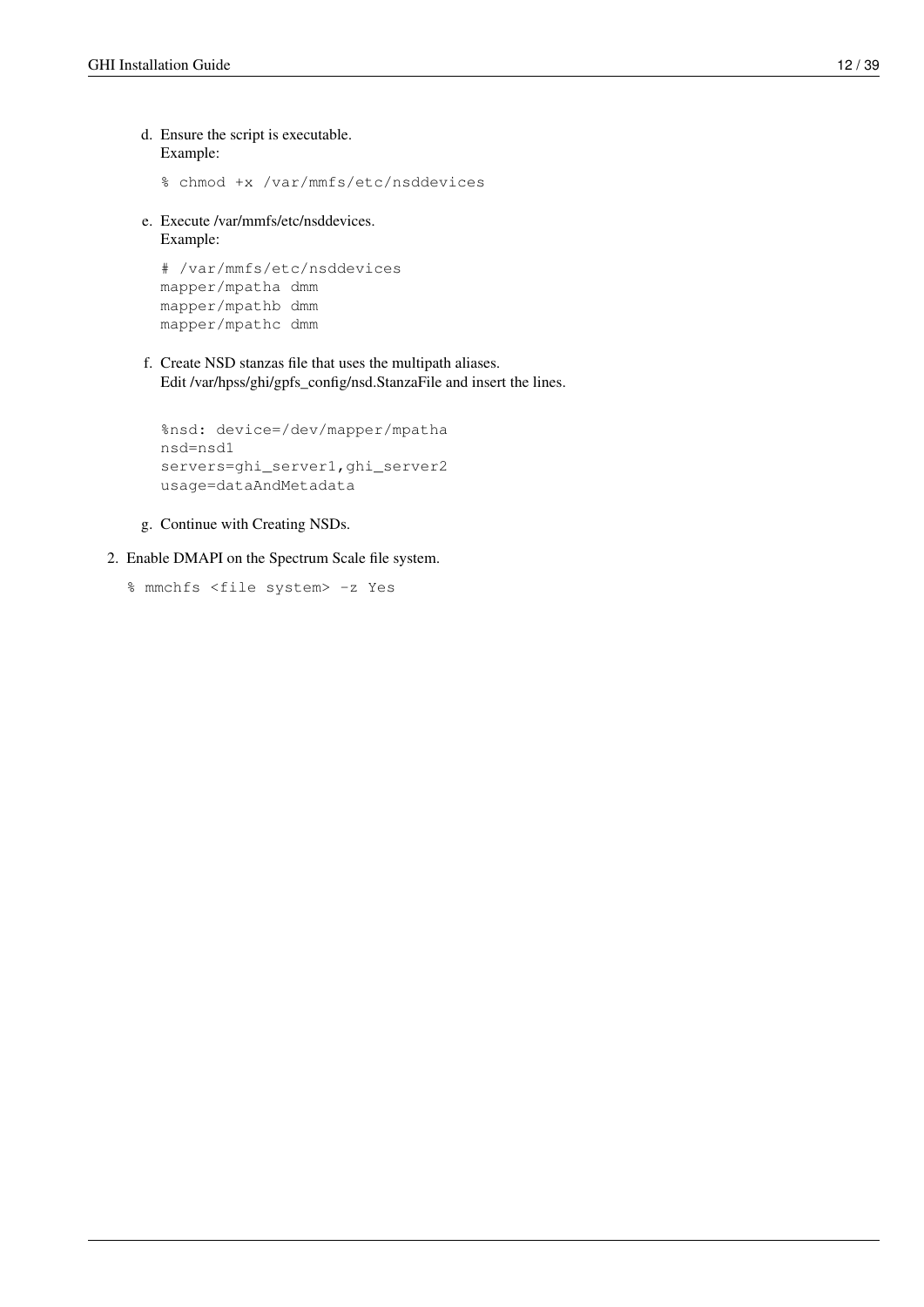d. Ensure the script is executable.
   Example:

```
% chmod +x /var/mmfs/etc/nsddevices
```

e. Execute /var/mmfs/etc/nsddevices.
   Example:

```
# /var/mmfs/etc/nsddevices
mapper/mpatha dmm
mapper/mpathb dmm
mapper/mpathc dmm
```

f. Create NSD stanzas file that uses the multipath aliases.
   Edit /var/hpss/ghi/gpfs_config/nsd.StanzaFile and insert the lines.

```
%nsd: device=/dev/mapper/mpatha
nsd=nsd1
servers=ghi_server1,ghi_server2
usage=dataAndMetadata
```

g. Continue with Creating NSDs.

2. Enable DMAPI on the Spectrum Scale file system.

```
% mmchfs <file system> -z Yes
```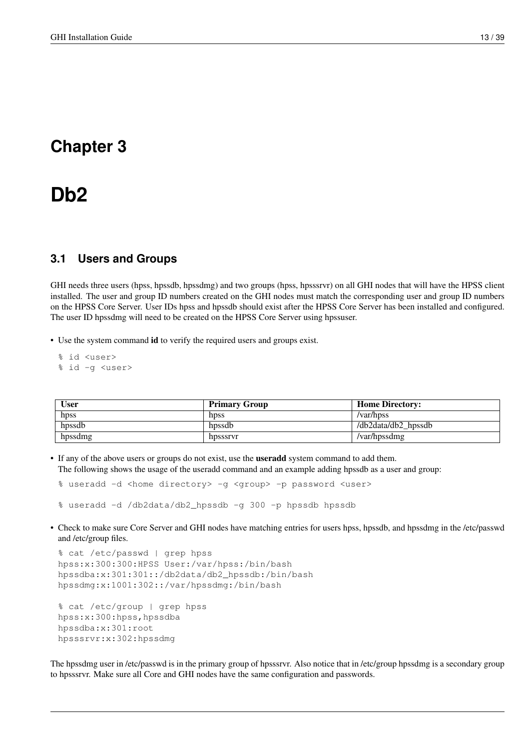# Chapter 3

# Db2

## 3.1 Users and Groups

GHI needs three users (hpss, hpssdb, hpssdmg) and two groups (hpss, hpsssrvr) on all GHI nodes that will have the HPSS client installed. The user and group ID numbers created on the GHI nodes must match the corresponding user and group ID numbers on the HPSS Core Server. User IDs hpss and hpssdb should exist after the HPSS Core Server has been installed and configured. The user ID hpssdmg will need to be created on the HPSS Core Server using hpssuser.

- Use the system command **id** to verify the required users and groups exist.

```
% id <user>
% id -g <user>
```

| User | Primary Group | Home Directory: |
|---|---|---|
| hpss | hpss | /var/hpss |
| hpssdb | hpssdb | /db2data/db2_hpssdb |
| hpssdmg | hpsssrvr | /var/hpssdmg |

- If any of the above users or groups do not exist, use the **useradd** system command to add them.
  The following shows the usage of the useradd command and an example adding hpssdb as a user and group:

```
% useradd -d <home directory> -g <group> -p password <user>
```

```
% useradd -d /db2data/db2_hpssdb -g 300 -p hpssdb hpssdb
```

- Check to make sure Core Server and GHI nodes have matching entries for users hpss, hpssdb, and hpssdmg in the /etc/passwd and /etc/group files.

```
% cat /etc/passwd | grep hpss
hpss:x:300:300:HPSS User:/var/hpss:/bin/bash
hpssdba:x:301:301::/db2data/db2_hpssdb:/bin/bash
hpssdmg:x:1001:302::/var/hpssdmg:/bin/bash

% cat /etc/group | grep hpss
hpss:x:300:hpss,hpssdba
hpssdba:x:301:root
hpsssrvr:x:302:hpssdmg
```

The hpssdmg user in /etc/passwd is in the primary group of hpsssrvr. Also notice that in /etc/group hpssdmg is a secondary group to hpsssrvr. Make sure all Core and GHI nodes have the same configuration and passwords.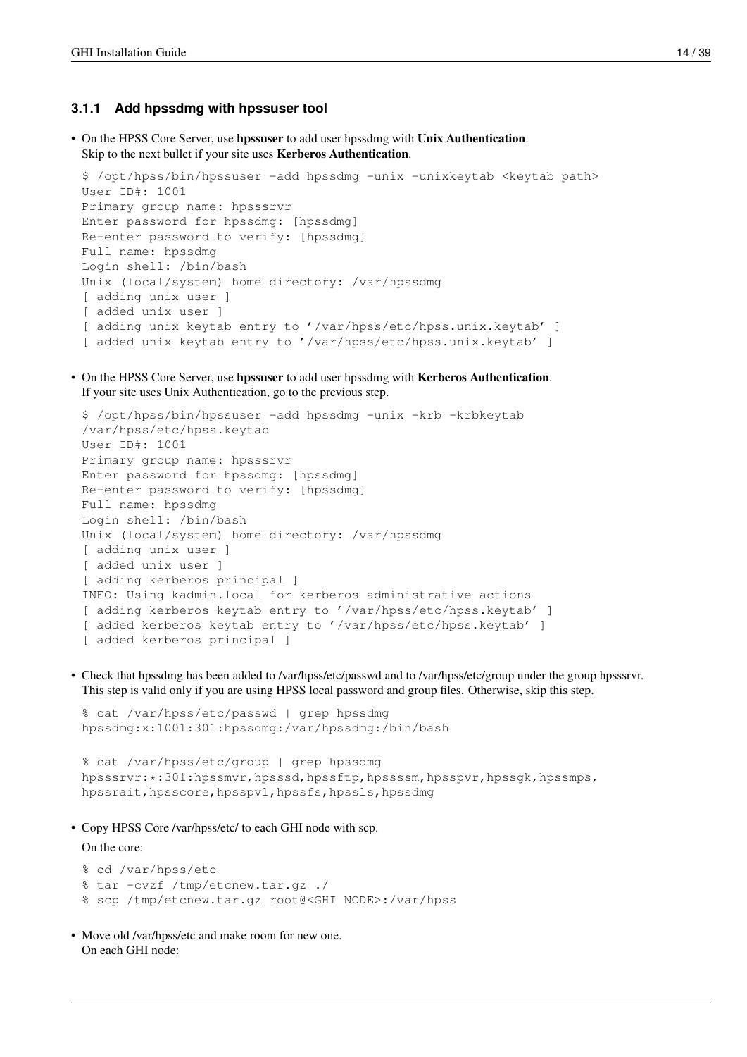### 3.1.1 Add hpssdmg with hpssuser tool

- On the HPSS Core Server, use **hpssuser** to add user hpssdmg with **Unix Authentication**.
  Skip to the next bullet if your site uses **Kerberos Authentication**.

```
$ /opt/hpss/bin/hpssuser -add hpssdmg -unix -unixkeytab <keytab path>
User ID#: 1001
Primary group name: hpsssrvr
Enter password for hpssdmg: [hpssdmg]
Re-enter password to verify: [hpssdmg]
Full name: hpssdmg
Login shell: /bin/bash
Unix (local/system) home directory: /var/hpssdmg
[ adding unix user ]
[ added unix user ]
[ adding unix keytab entry to '/var/hpss/etc/hpss.unix.keytab' ]
[ added unix keytab entry to '/var/hpss/etc/hpss.unix.keytab' ]
```

- On the HPSS Core Server, use **hpssuser** to add user hpssdmg with **Kerberos Authentication**.
  If your site uses Unix Authentication, go to the previous step.

```
$ /opt/hpss/bin/hpssuser -add hpssdmg -unix -krb -krbkeytab
/var/hpss/etc/hpss.keytab
User ID#: 1001
Primary group name: hpsssrvr
Enter password for hpssdmg: [hpssdmg]
Re-enter password to verify: [hpssdmg]
Full name: hpssdmg
Login shell: /bin/bash
Unix (local/system) home directory: /var/hpssdmg
[ adding unix user ]
[ added unix user ]
[ adding kerberos principal ]
INFO: Using kadmin.local for kerberos administrative actions
[ adding kerberos keytab entry to '/var/hpss/etc/hpss.keytab' ]
[ added kerberos keytab entry to '/var/hpss/etc/hpss.keytab' ]
[ added kerberos principal ]
```

- Check that hpssdmg has been added to /var/hpss/etc/passwd and to /var/hpss/etc/group under the group hpsssrvr.
  This step is valid only if you are using HPSS local password and group files. Otherwise, skip this step.

```
% cat /var/hpss/etc/passwd | grep hpssdmg
hpssdmg:x:1001:301:hpssdmg:/var/hpssdmg:/bin/bash

% cat /var/hpss/etc/group | grep hpssdmg
hpsssrvr:*:301:hpssmvr,hpsssd,hpssftp,hpssssm,hpsspvr,hpssgk,hpssmps,
hpssrait,hpsscore,hpsspvl,hpssfs,hpssls,hpssdmg
```

- Copy HPSS Core /var/hpss/etc/ to each GHI node with scp.

  On the core:

```
% cd /var/hpss/etc
% tar -cvzf /tmp/etcnew.tar.gz ./
% scp /tmp/etcnew.tar.gz root@<GHI NODE>:/var/hpss
```

- Move old /var/hpss/etc and make room for new one.
  On each GHI node: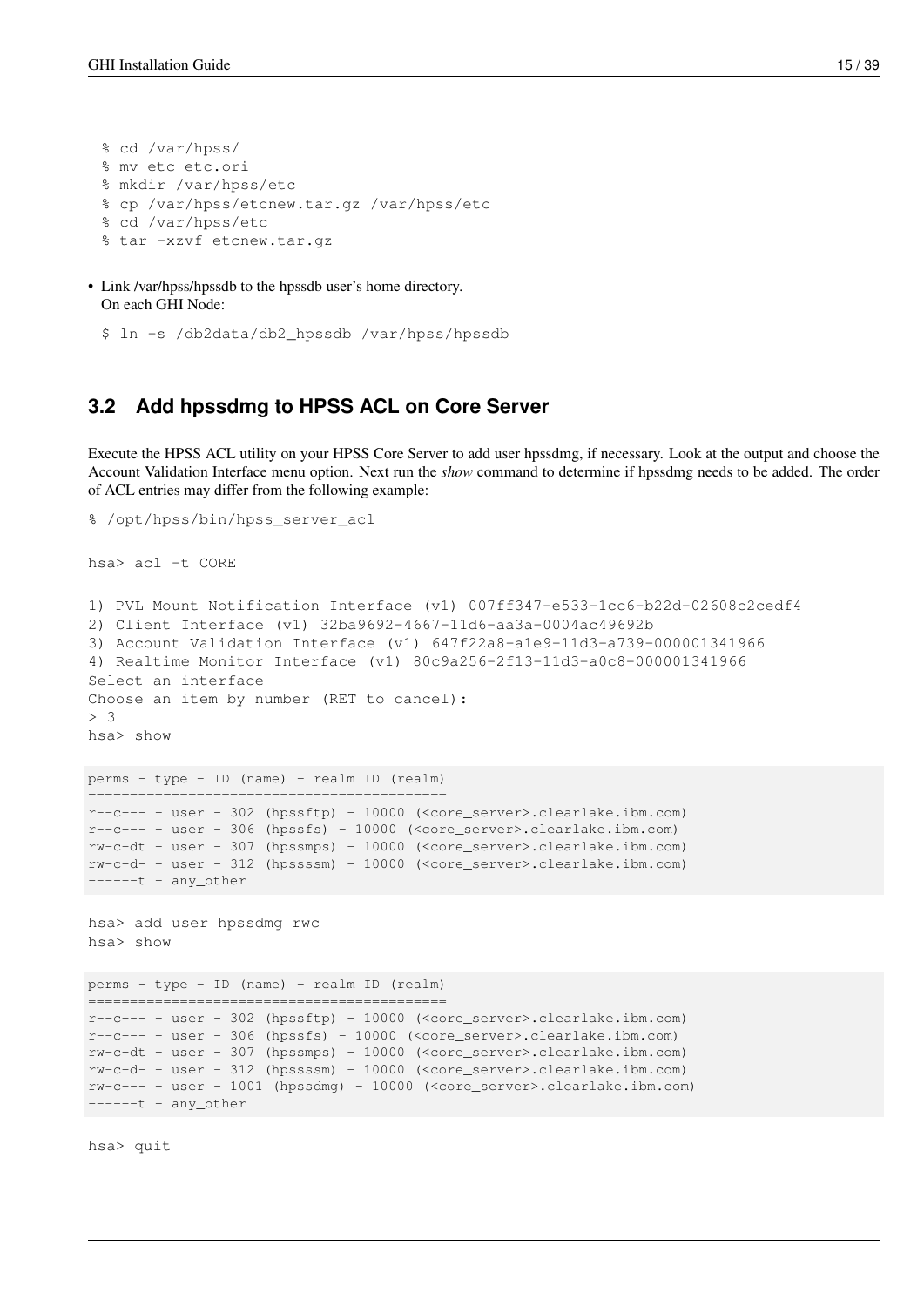```
% cd /var/hpss/
% mv etc etc.ori
% mkdir /var/hpss/etc
% cp /var/hpss/etcnew.tar.gz /var/hpss/etc
% cd /var/hpss/etc
% tar -xzvf etcnew.tar.gz
```

- Link /var/hpss/hpssdb to the hpssdb user's home directory.
  On each GHI Node:

```
$ ln -s /db2data/db2_hpssdb /var/hpss/hpssdb
```

## 3.2 Add hpssdmg to HPSS ACL on Core Server

Execute the HPSS ACL utility on your HPSS Core Server to add user hpssdmg, if necessary. Look at the output and choose the Account Validation Interface menu option. Next run the *show* command to determine if hpssdmg needs to be added. The order of ACL entries may differ from the following example:

```
% /opt/hpss/bin/hpss_server_acl

hsa> acl -t CORE

1) PVL Mount Notification Interface (v1) 007ff347-e533-1cc6-b22d-02608c2cedf4
2) Client Interface (v1) 32ba9692-4667-11d6-aa3a-0004ac49692b
3) Account Validation Interface (v1) 647f22a8-a1e9-11d3-a739-000001341966
4) Realtime Monitor Interface (v1) 80c9a256-2f13-11d3-a0c8-000001341966
Select an interface
Choose an item by number (RET to cancel):
> 3
hsa> show
```

```
perms - type - ID (name) - realm ID (realm)
===========================================
r--c--- - user - 302 (hpssftp) - 10000 (<core_server>.clearlake.ibm.com)
r--c--- - user - 306 (hpssfs) - 10000 (<core_server>.clearlake.ibm.com)
rw-c-dt - user - 307 (hpssmps) - 10000 (<core_server>.clearlake.ibm.com)
rw-c-d- - user - 312 (hpssssm) - 10000 (<core_server>.clearlake.ibm.com)
------t - any_other
```

```
hsa> add user hpssdmg rwc
hsa> show
```

```
perms - type - ID (name) - realm ID (realm)
===========================================
r--c--- - user - 302 (hpssftp) - 10000 (<core_server>.clearlake.ibm.com)
r--c--- - user - 306 (hpssfs) - 10000 (<core_server>.clearlake.ibm.com)
rw-c-dt - user - 307 (hpssmps) - 10000 (<core_server>.clearlake.ibm.com)
rw-c-d- - user - 312 (hpssssm) - 10000 (<core_server>.clearlake.ibm.com)
rw-c--- - user - 1001 (hpssdmg) - 10000 (<core_server>.clearlake.ibm.com)
------t - any_other
```

```
hsa> quit
```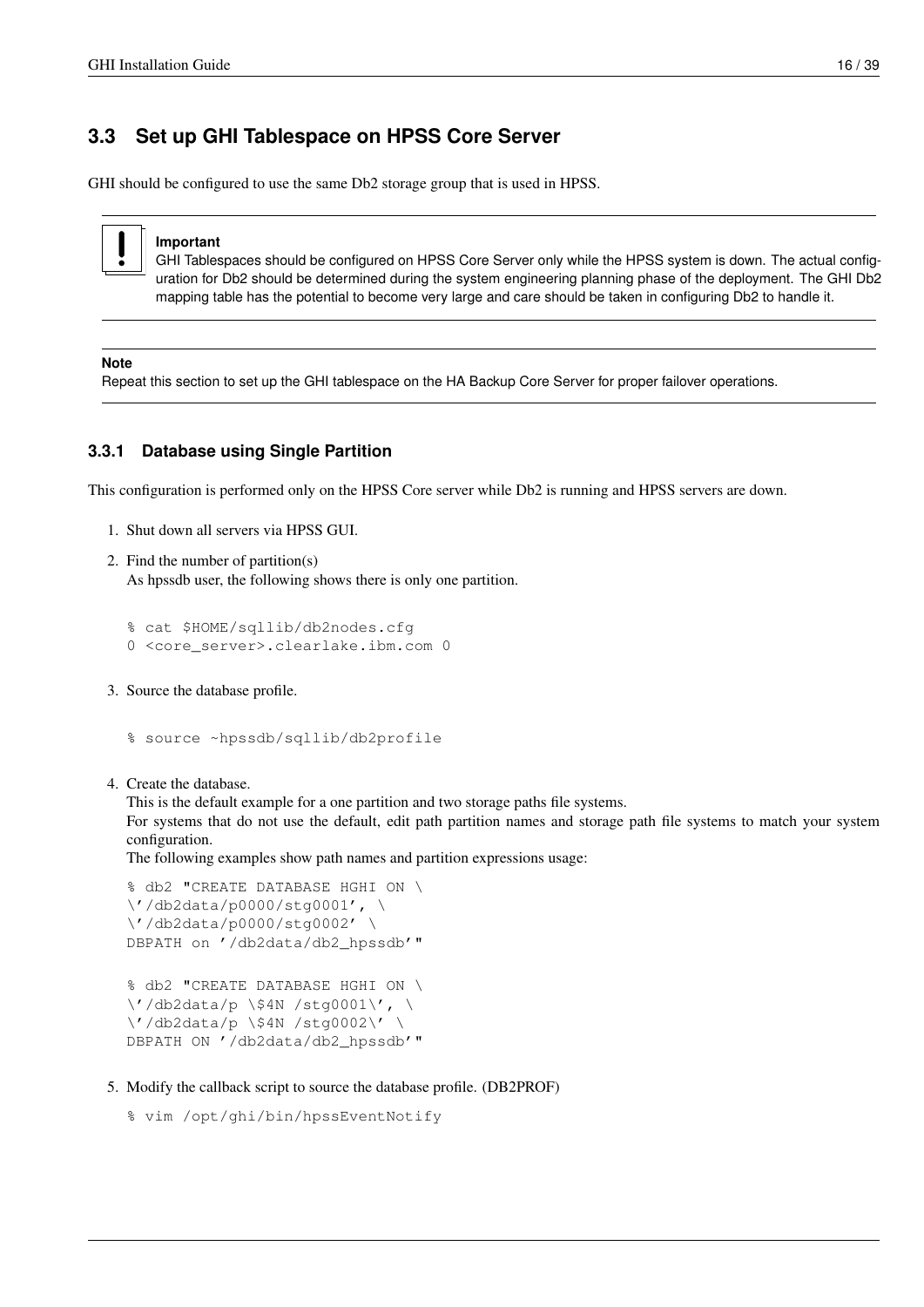## 3.3 Set up GHI Tablespace on HPSS Core Server

GHI should be configured to use the same Db2 storage group that is used in HPSS.

> **Important**
> GHI Tablespaces should be configured on HPSS Core Server only while the HPSS system is down. The actual configuration for Db2 should be determined during the system engineering planning phase of the deployment. The GHI Db2 mapping table has the potential to become very large and care should be taken in configuring Db2 to handle it.

> **Note**
> Repeat this section to set up the GHI tablespace on the HA Backup Core Server for proper failover operations.

### 3.3.1 Database using Single Partition

This configuration is performed only on the HPSS Core server while Db2 is running and HPSS servers are down.

1. Shut down all servers via HPSS GUI.
2. Find the number of partition(s)
   As hpssdb user, the following shows there is only one partition.

   ```
   % cat $HOME/sqllib/db2nodes.cfg
   0 <core_server>.clearlake.ibm.com 0
   ```

3. Source the database profile.

   ```
   % source ~hpssdb/sqllib/db2profile
   ```

4. Create the database.
   This is the default example for a one partition and two storage paths file systems.
   For systems that do not use the default, edit path partition names and storage path file systems to match your system configuration.
   The following examples show path names and partition expressions usage:

   ```
   % db2 "CREATE DATABASE HGHI ON \
   \'/db2data/p0000/stg0001', \
   \'/db2data/p0000/stg0002' \
   DBPATH on '/db2data/db2_hpssdb'"

   % db2 "CREATE DATABASE HGHI ON \
   \'/db2data/p \$4N /stg0001\', \
   \'/db2data/p \$4N /stg0002\' \
   DBPATH ON '/db2data/db2_hpssdb'"
   ```

5. Modify the callback script to source the database profile. (DB2PROF)

   ```
   % vim /opt/ghi/bin/hpssEventNotify
   ```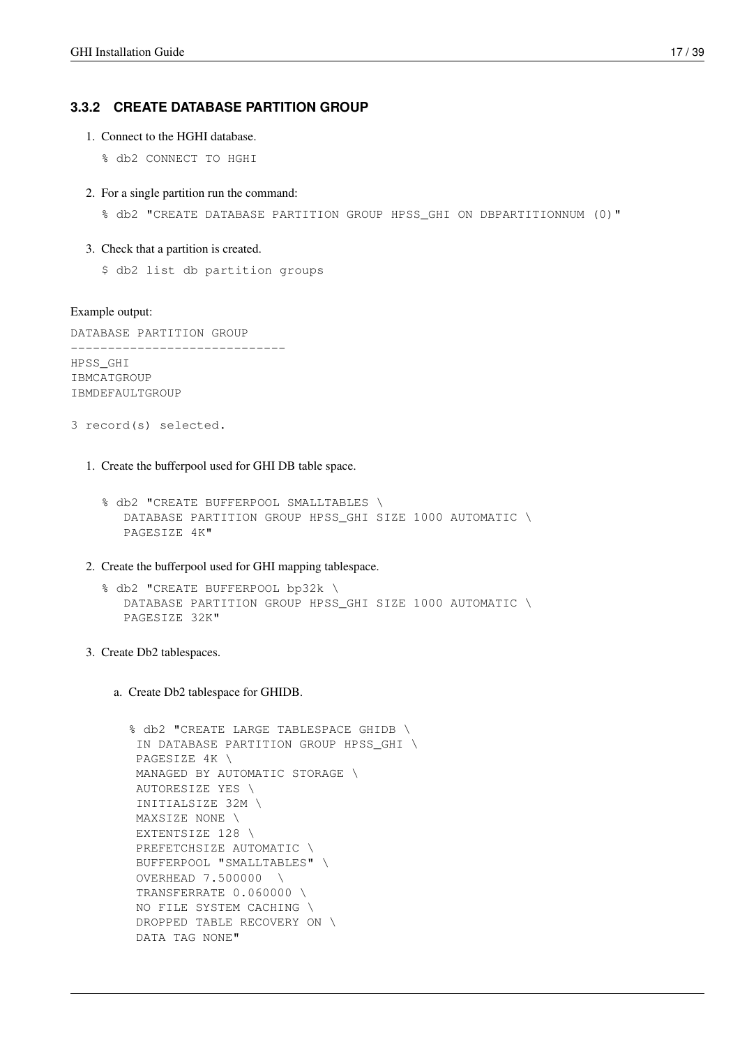### 3.3.2 CREATE DATABASE PARTITION GROUP

1. Connect to the HGHI database.

   ```
   % db2 CONNECT TO HGHI
   ```

2. For a single partition run the command:

   ```
   % db2 "CREATE DATABASE PARTITION GROUP HPSS_GHI ON DBPARTITIONNUM (0)"
   ```

3. Check that a partition is created.

   ```
   $ db2 list db partition groups
   ```

Example output:

```
DATABASE PARTITION GROUP
----------------------------
HPSS_GHI
IBMCATGROUP
IBMDEFAULTGROUP

3 record(s) selected.
```

1. Create the bufferpool used for GHI DB table space.

   ```
   % db2 "CREATE BUFFERPOOL SMALLTABLES \
      DATABASE PARTITION GROUP HPSS_GHI SIZE 1000 AUTOMATIC \
      PAGESIZE 4K"
   ```

2. Create the bufferpool used for GHI mapping tablespace.

   ```
   % db2 "CREATE BUFFERPOOL bp32k \
      DATABASE PARTITION GROUP HPSS_GHI SIZE 1000 AUTOMATIC \
      PAGESIZE 32K"
   ```

3. Create Db2 tablespaces.

   a. Create Db2 tablespace for GHIDB.

   ```
   % db2 "CREATE LARGE TABLESPACE GHIDB \
    IN DATABASE PARTITION GROUP HPSS_GHI \
    PAGESIZE 4K \
    MANAGED BY AUTOMATIC STORAGE \
    AUTORESIZE YES \
    INITIALSIZE 32M \
    MAXSIZE NONE \
    EXTENTSIZE 128 \
    PREFETCHSIZE AUTOMATIC \
    BUFFERPOOL "SMALLTABLES" \
    OVERHEAD 7.500000  \
    TRANSFERRATE 0.060000 \
    NO FILE SYSTEM CACHING \
    DROPPED TABLE RECOVERY ON \
    DATA TAG NONE"
   ```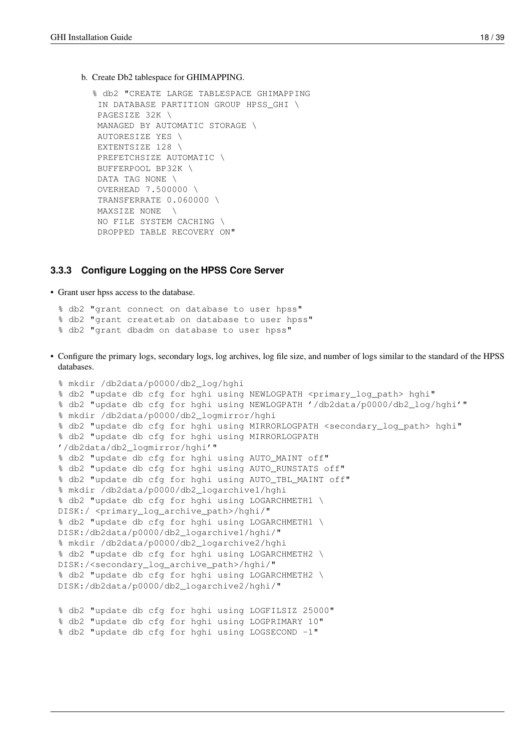b. Create Db2 tablespace for GHIMAPPING.

```
% db2 "CREATE LARGE TABLESPACE GHIMAPPING
 IN DATABASE PARTITION GROUP HPSS_GHI \
 PAGESIZE 32K \
 MANAGED BY AUTOMATIC STORAGE \
 AUTORESIZE YES \
 EXTENTSIZE 128 \
 PREFETCHSIZE AUTOMATIC \
 BUFFERPOOL BP32K \
 DATA TAG NONE \
 OVERHEAD 7.500000 \
 TRANSFERRATE 0.060000 \
 MAXSIZE NONE  \
 NO FILE SYSTEM CACHING \
 DROPPED TABLE RECOVERY ON"
```

### 3.3.3 Configure Logging on the HPSS Core Server

- Grant user hpss access to the database.

```
% db2 "grant connect on database to user hpss"
% db2 "grant createtab on database to user hpss"
% db2 "grant dbadm on database to user hpss"
```

- Configure the primary logs, secondary logs, log archives, log file size, and number of logs similar to the standard of the HPSS databases.

```
% mkdir /db2data/p0000/db2_log/hghi
% db2 "update db cfg for hghi using NEWLOGPATH <primary_log_path> hghi"
% db2 "update db cfg for hghi using NEWLOGPATH '/db2data/p0000/db2_log/hghi'"
% mkdir /db2data/p0000/db2_logmirror/hghi
% db2 "update db cfg for hghi using MIRRORLOGPATH <secondary_log_path> hghi"
% db2 "update db cfg for hghi using MIRRORLOGPATH
'/db2data/db2_logmirror/hghi'"
% db2 "update db cfg for hghi using AUTO_MAINT off"
% db2 "update db cfg for hghi using AUTO_RUNSTATS off"
% db2 "update db cfg for hghi using AUTO_TBL_MAINT off"
% mkdir /db2data/p0000/db2_logarchive1/hghi
% db2 "update db cfg for hghi using LOGARCHMETH1 \
DISK:/ <primary_log_archive_path>/hghi/"
% db2 "update db cfg for hghi using LOGARCHMETH1 \
DISK:/db2data/p0000/db2_logarchive1/hghi/"
% mkdir /db2data/p0000/db2_logarchive2/hghi
% db2 "update db cfg for hghi using LOGARCHMETH2 \
DISK:/<secondary_log_archive_path>/hghi/"
% db2 "update db cfg for hghi using LOGARCHMETH2 \
DISK:/db2data/p0000/db2_logarchive2/hghi/"

% db2 "update db cfg for hghi using LOGFILSIZ 25000"
% db2 "update db cfg for hghi using LOGPRIMARY 10"
% db2 "update db cfg for hghi using LOGSECOND -1"
```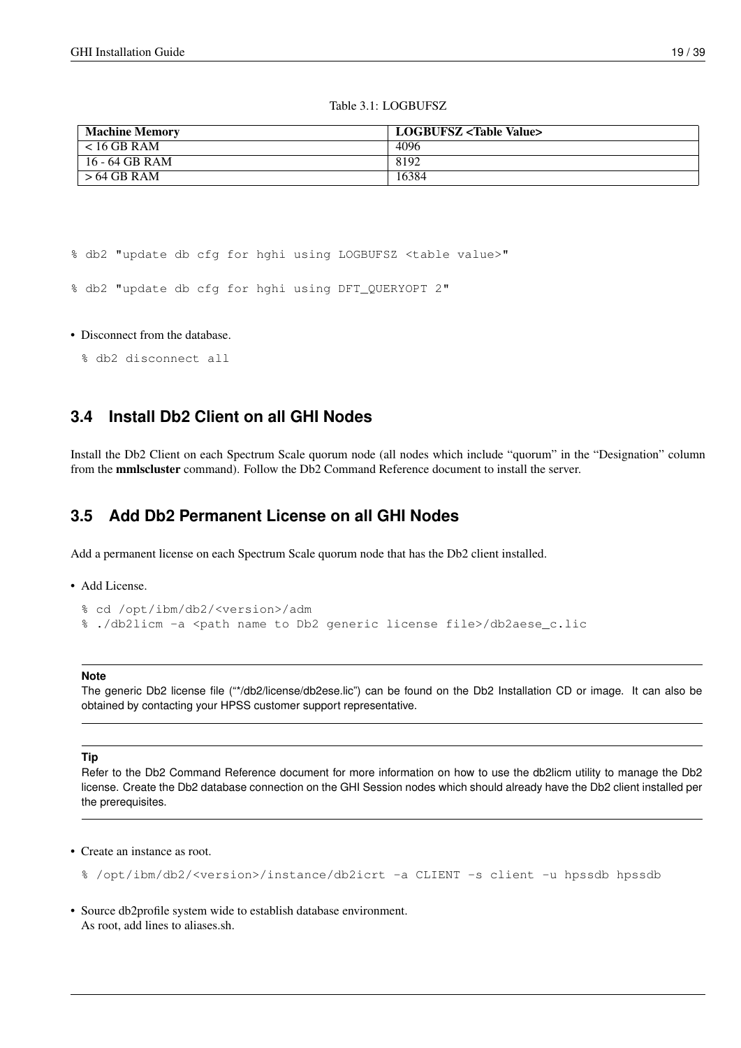Table 3.1: LOGBUFSZ

| Machine Memory | LOGBUFSZ <Table Value> |
| --- | --- |
| < 16 GB RAM | 4096 |
| 16 - 64 GB RAM | 8192 |
| > 64 GB RAM | 16384 |

```
% db2 "update db cfg for hghi using LOGBUFSZ <table value>"

% db2 "update db cfg for hghi using DFT_QUERYOPT 2"
```

- Disconnect from the database.

```
% db2 disconnect all
```

## 3.4 Install Db2 Client on all GHI Nodes

Install the Db2 Client on each Spectrum Scale quorum node (all nodes which include “quorum” in the “Designation” column from the **mmlscluster** command). Follow the Db2 Command Reference document to install the server.

## 3.5 Add Db2 Permanent License on all GHI Nodes

Add a permanent license on each Spectrum Scale quorum node that has the Db2 client installed.

- Add License.

```
% cd /opt/ibm/db2/<version>/adm
% ./db2licm -a <path name to Db2 generic license file>/db2aese_c.lic
```

**Note**

The generic Db2 license file (“*/db2/license/db2ese.lic”) can be found on the Db2 Installation CD or image. It can also be obtained by contacting your HPSS customer support representative.

**Tip**

Refer to the Db2 Command Reference document for more information on how to use the db2licm utility to manage the Db2 license. Create the Db2 database connection on the GHI Session nodes which should already have the Db2 client installed per the prerequisites.

- Create an instance as root.

```
% /opt/ibm/db2/<version>/instance/db2icrt -a CLIENT -s client -u hpssdb hpssdb
```

- Source db2profile system wide to establish database environment.
  As root, add lines to aliases.sh.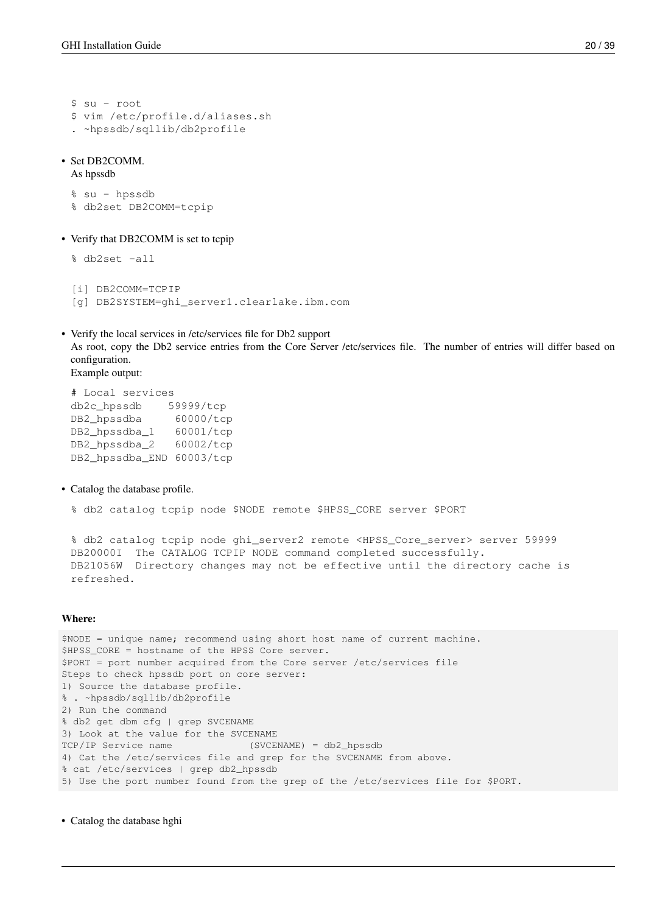```
$ su - root
$ vim /etc/profile.d/aliases.sh
. ~hpssdb/sqllib/db2profile
```

- Set DB2COMM.
  As hpssdb

```
% su - hpssdb
% db2set DB2COMM=tcpip
```

- Verify that DB2COMM is set to tcpip

```
% db2set -all

[i] DB2COMM=TCPIP
[g] DB2SYSTEM=ghi_server1.clearlake.ibm.com
```

- Verify the local services in /etc/services file for Db2 support
  As root, copy the Db2 service entries from the Core Server /etc/services file. The number of entries will differ based on configuration.
  Example output:

```
# Local services
db2c_hpssdb    59999/tcp
DB2_hpssdba     60000/tcp
DB2_hpssdba_1   60001/tcp
DB2_hpssdba_2   60002/tcp
DB2_hpssdba_END 60003/tcp
```

- Catalog the database profile.

```
% db2 catalog tcpip node $NODE remote $HPSS_CORE server $PORT

% db2 catalog tcpip node ghi_server2 remote <HPSS_Core_server> server 59999
DB20000I  The CATALOG TCPIP NODE command completed successfully.
DB21056W  Directory changes may not be effective until the directory cache is
refreshed.
```

**Where:**

```
$NODE = unique name; recommend using short host name of current machine.
$HPSS_CORE = hostname of the HPSS Core server.
$PORT = port number acquired from the Core server /etc/services file
Steps to check hpssdb port on core server:
1) Source the database profile.
% . ~hpssdb/sqllib/db2profile
2) Run the command
% db2 get dbm cfg | grep SVCENAME
3) Look at the value for the SVCENAME
TCP/IP Service name             (SVCENAME) = db2_hpssdb
4) Cat the /etc/services file and grep for the SVCENAME from above.
% cat /etc/services | grep db2_hpssdb
5) Use the port number found from the grep of the /etc/services file for $PORT.
```

- Catalog the database hghi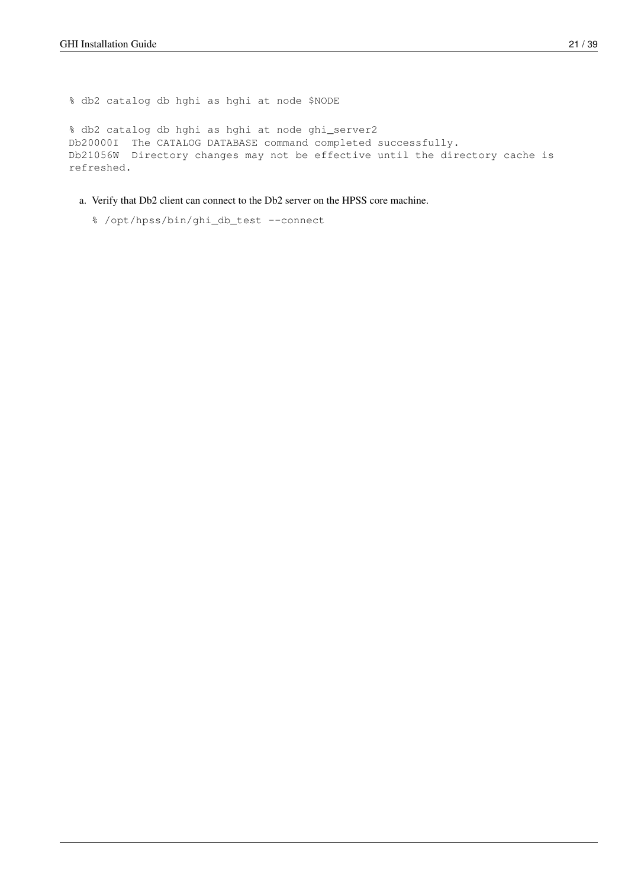```
% db2 catalog db hghi as hghi at node $NODE

% db2 catalog db hghi as hghi at node ghi_server2
Db20000I  The CATALOG DATABASE command completed successfully.
Db21056W  Directory changes may not be effective until the directory cache is
refreshed.
```

a. Verify that Db2 client can connect to the Db2 server on the HPSS core machine.

```
% /opt/hpss/bin/ghi_db_test --connect
```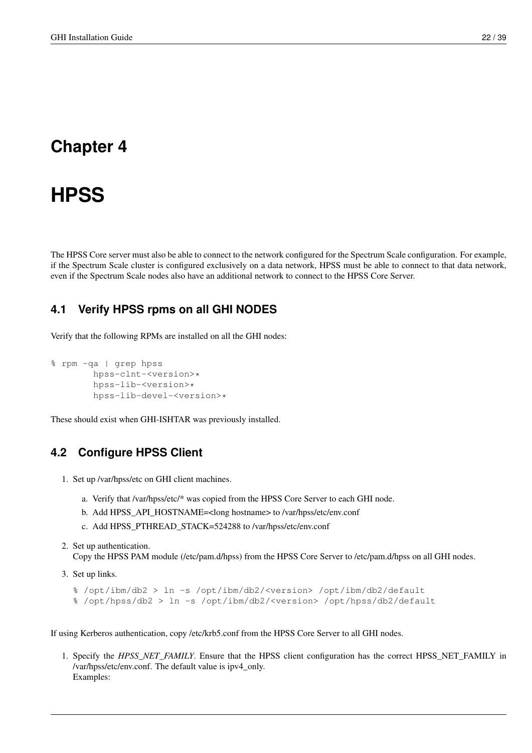# Chapter 4

# HPSS

The HPSS Core server must also be able to connect to the network configured for the Spectrum Scale configuration. For example, if the Spectrum Scale cluster is configured exclusively on a data network, HPSS must be able to connect to that data network, even if the Spectrum Scale nodes also have an additional network to connect to the HPSS Core Server.

## 4.1 Verify HPSS rpms on all GHI NODES

Verify that the following RPMs are installed on all the GHI nodes:

```
% rpm -qa | grep hpss
        hpss-clnt-<version>*
        hpss-lib-<version>*
        hpss-lib-devel-<version>*
```

These should exist when GHI-ISHTAR was previously installed.

## 4.2 Configure HPSS Client

1. Set up /var/hpss/etc on GHI client machines.
   a. Verify that /var/hpss/etc/* was copied from the HPSS Core Server to each GHI node.
   b. Add HPSS_API_HOSTNAME=<long hostname> to /var/hpss/etc/env.conf
   c. Add HPSS_PTHREAD_STACK=524288 to /var/hpss/etc/env.conf
2. Set up authentication.
   Copy the HPSS PAM module (/etc/pam.d/hpss) from the HPSS Core Server to /etc/pam.d/hpss on all GHI nodes.
3. Set up links.

   ```
   % /opt/ibm/db2 > ln -s /opt/ibm/db2/<version> /opt/ibm/db2/default
   % /opt/hpss/db2 > ln -s /opt/ibm/db2/<version> /opt/hpss/db2/default
   ```

If using Kerberos authentication, copy /etc/krb5.conf from the HPSS Core Server to all GHI nodes.

1. Specify the *HPSS_NET_FAMILY*. Ensure that the HPSS client configuration has the correct HPSS_NET_FAMILY in /var/hpss/etc/env.conf. The default value is ipv4_only.
   Examples: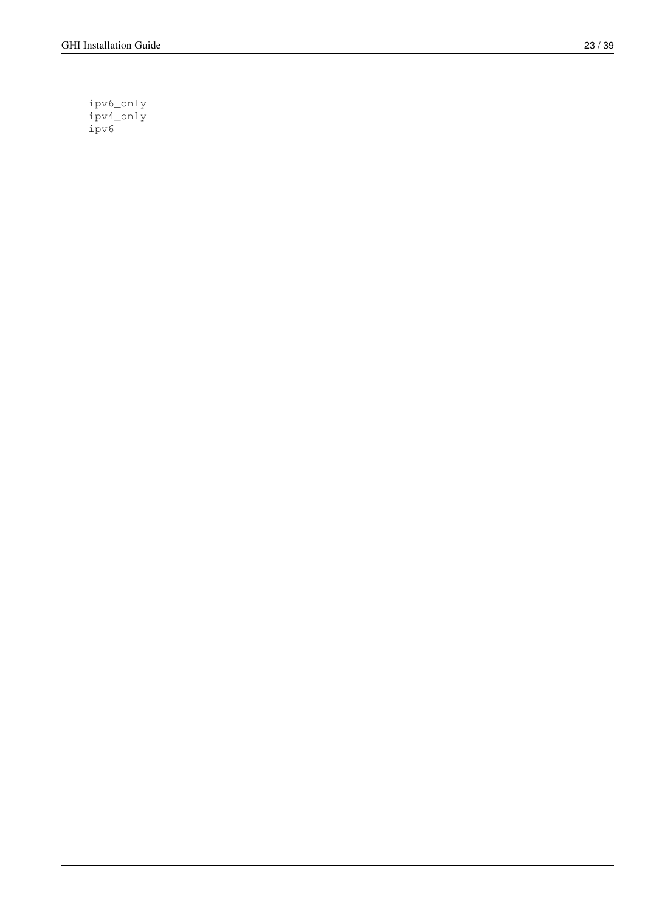```
ipv6_only
ipv4_only
ipv6
```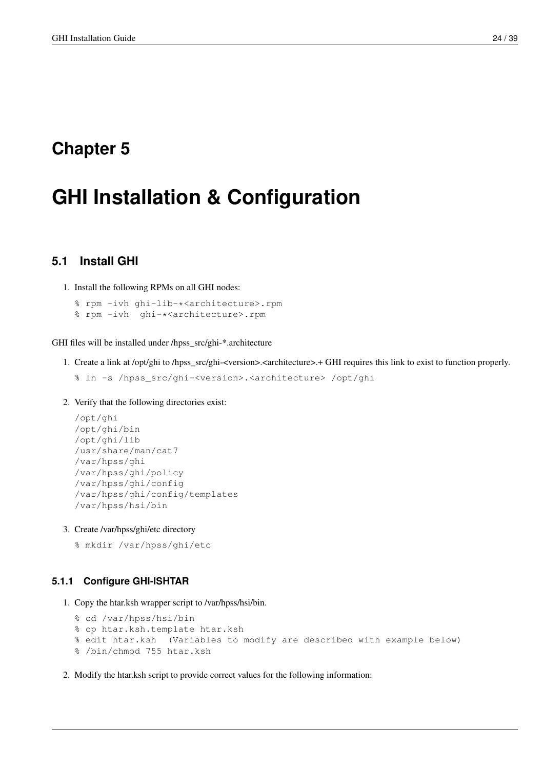# Chapter 5

# GHI Installation & Configuration

## 5.1 Install GHI

1. Install the following RPMs on all GHI nodes:

```
% rpm -ivh ghi-lib-*<architecture>.rpm
% rpm -ivh  ghi-*<architecture>.rpm
```

GHI files will be installed under /hpss_src/ghi-*.architecture

1. Create a link at /opt/ghi to /hpss_src/ghi-<version>.<architecture>.+ GHI requires this link to exist to function properly.

```
% ln -s /hpss_src/ghi-<version>.<architecture> /opt/ghi
```

2. Verify that the following directories exist:

```
/opt/ghi
/opt/ghi/bin
/opt/ghi/lib
/usr/share/man/cat7
/var/hpss/ghi
/var/hpss/ghi/policy
/var/hpss/ghi/config
/var/hpss/ghi/config/templates
/var/hpss/hsi/bin
```

3. Create /var/hpss/ghi/etc directory

```
% mkdir /var/hpss/ghi/etc
```

### 5.1.1 Configure GHI-ISHTAR

1. Copy the htar.ksh wrapper script to /var/hpss/hsi/bin.

```
% cd /var/hpss/hsi/bin
% cp htar.ksh.template htar.ksh
% edit htar.ksh  (Variables to modify are described with example below)
% /bin/chmod 755 htar.ksh
```

2. Modify the htar.ksh script to provide correct values for the following information: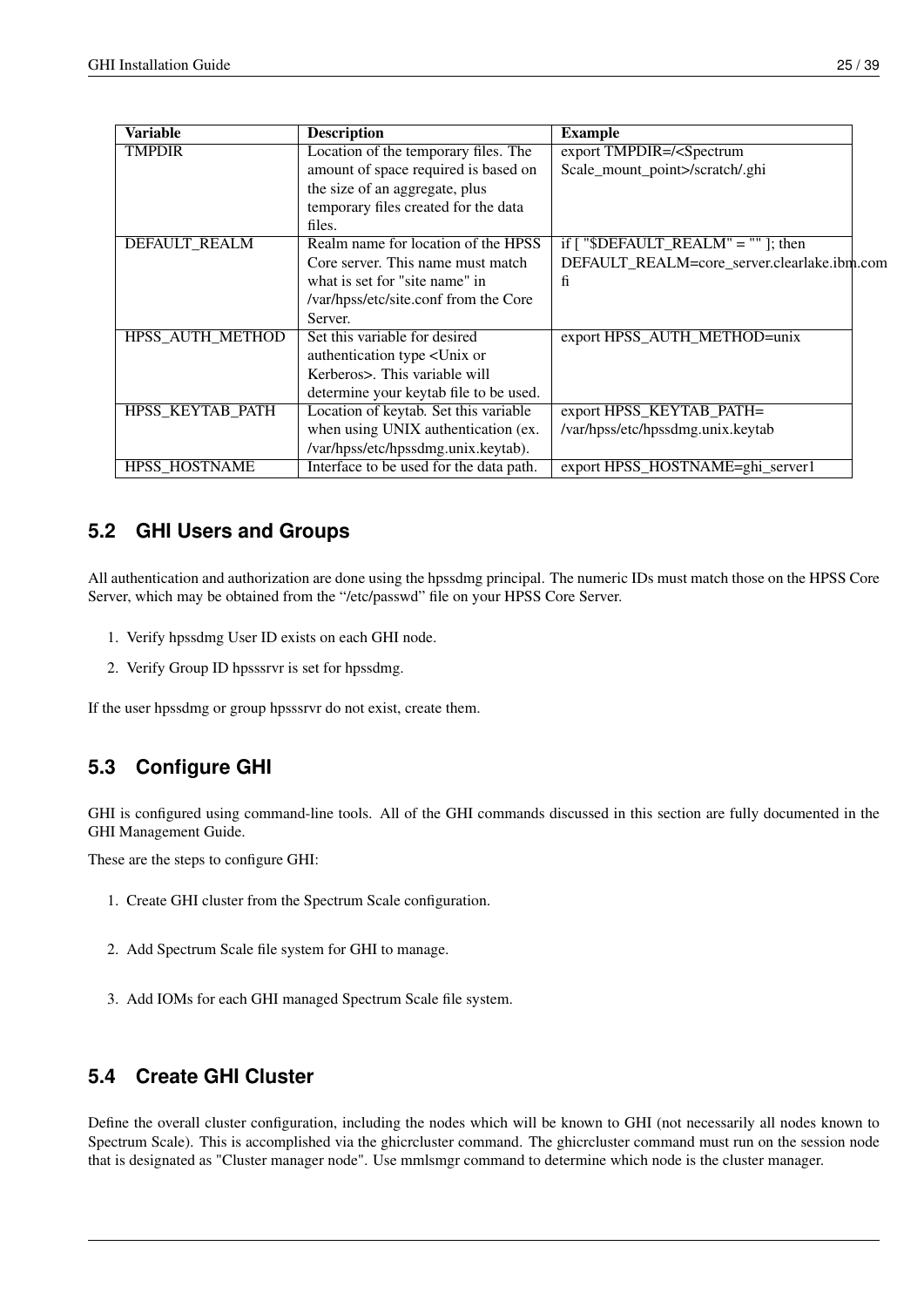| Variable | Description | Example |
|---|---|---|
| TMPDIR | Location of the temporary files. The amount of space required is based on the size of an aggregate, plus temporary files created for the data files. | export TMPDIR=/<Spectrum Scale_mount_point>/scratch/.ghi |
| DEFAULT_REALM | Realm name for location of the HPSS Core server. This name must match what is set for "site name" in /var/hpss/etc/site.conf from the Core Server. | if [ "$DEFAULT_REALM" = "" ]; then DEFAULT_REALM=core_server.clearlake.ibm.com fi |
| HPSS_AUTH_METHOD | Set this variable for desired authentication type <Unix or Kerberos>. This variable will determine your keytab file to be used. | export HPSS_AUTH_METHOD=unix |
| HPSS_KEYTAB_PATH | Location of keytab. Set this variable when using UNIX authentication (ex. /var/hpss/etc/hpssdmg.unix.keytab). | export HPSS_KEYTAB_PATH= /var/hpss/etc/hpssdmg.unix.keytab |
| HPSS_HOSTNAME | Interface to be used for the data path. | export HPSS_HOSTNAME=ghi_server1 |

## 5.2 GHI Users and Groups

All authentication and authorization are done using the hpssdmg principal. The numeric IDs must match those on the HPSS Core Server, which may be obtained from the "/etc/passwd" file on your HPSS Core Server.

1. Verify hpssdmg User ID exists on each GHI node.
2. Verify Group ID hpsssrvr is set for hpssdmg.

If the user hpssdmg or group hpsssrvr do not exist, create them.

## 5.3 Configure GHI

GHI is configured using command-line tools. All of the GHI commands discussed in this section are fully documented in the GHI Management Guide.

These are the steps to configure GHI:

1. Create GHI cluster from the Spectrum Scale configuration.
2. Add Spectrum Scale file system for GHI to manage.
3. Add IOMs for each GHI managed Spectrum Scale file system.

## 5.4 Create GHI Cluster

Define the overall cluster configuration, including the nodes which will be known to GHI (not necessarily all nodes known to Spectrum Scale). This is accomplished via the ghicrcluster command. The ghicrcluster command must run on the session node that is designated as "Cluster manager node". Use mmlsmgr command to determine which node is the cluster manager.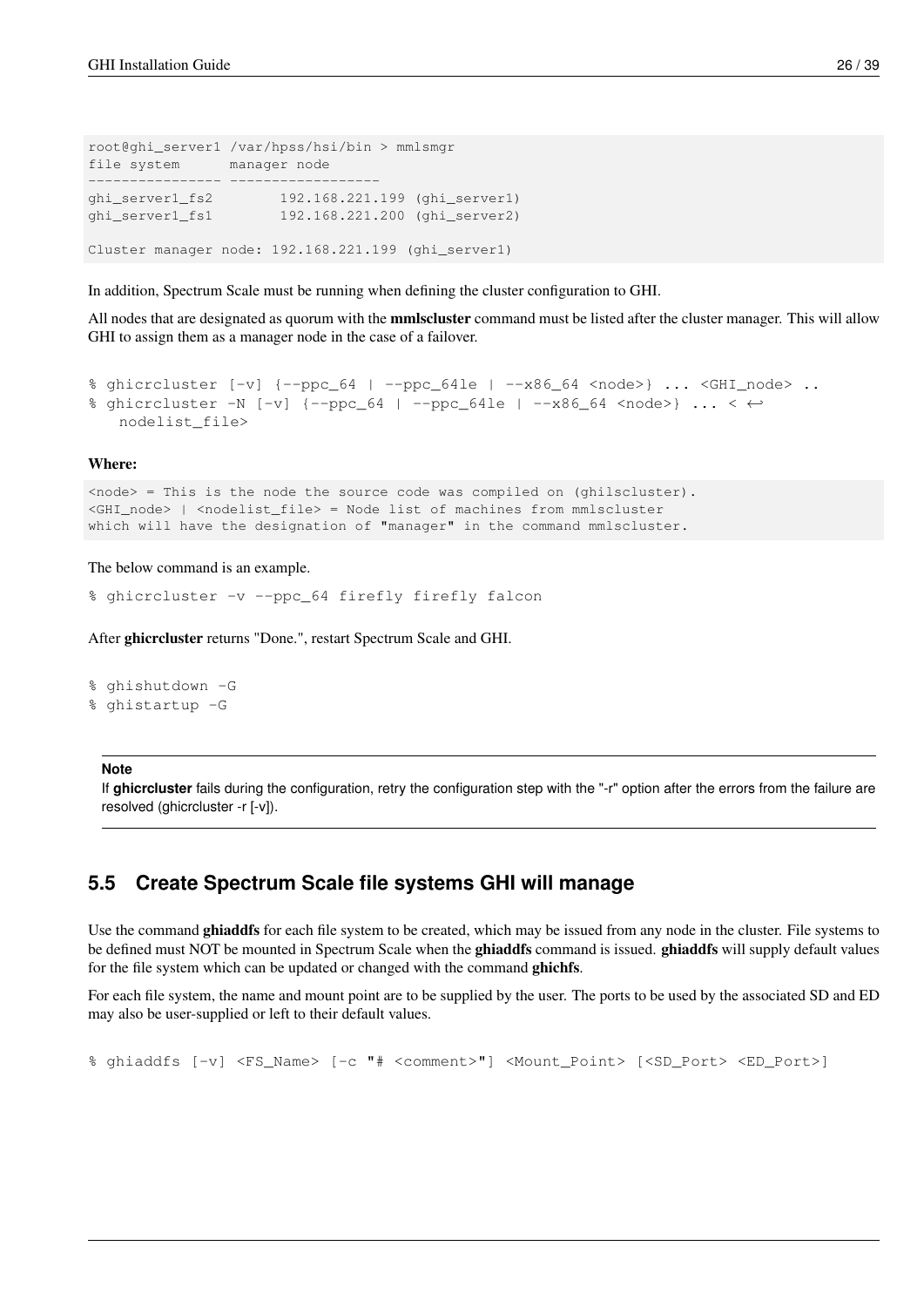```
root@ghi_server1 /var/hpss/hsi/bin > mmlsmgr
file system      manager node
---------------- ------------------
ghi_server1_fs2        192.168.221.199 (ghi_server1)
ghi_server1_fs1        192.168.221.200 (ghi_server2)

Cluster manager node: 192.168.221.199 (ghi_server1)
```

In addition, Spectrum Scale must be running when defining the cluster configuration to GHI.

All nodes that are designated as quorum with the **mmlscluster** command must be listed after the cluster manager. This will allow GHI to assign them as a manager node in the case of a failover.

```
% ghicrcluster [-v] {--ppc_64 | --ppc_64le | --x86_64 <node>} ... <GHI_node> ..
% ghicrcluster -N [-v] {--ppc_64 | --ppc_64le | --x86_64 <node>} ... < ↩
    nodelist_file>
```

**Where:**

```
<node> = This is the node the source code was compiled on (ghilscluster).
<GHI_node> | <nodelist_file> = Node list of machines from mmlscluster
which will have the designation of "manager" in the command mmlscluster.
```

The below command is an example.

```
% ghicrcluster -v --ppc_64 firefly firefly falcon
```

After **ghicrcluster** returns "Done.", restart Spectrum Scale and GHI.

```
% ghishutdown -G
% ghistartup -G
```

> **Note**
>
> If **ghicrcluster** fails during the configuration, retry the configuration step with the "-r" option after the errors from the failure are resolved (ghicrcluster -r [-v]).

## 5.5 Create Spectrum Scale file systems GHI will manage

Use the command **ghiaddfs** for each file system to be created, which may be issued from any node in the cluster. File systems to be defined must NOT be mounted in Spectrum Scale when the **ghiaddfs** command is issued. **ghiaddfs** will supply default values for the file system which can be updated or changed with the command **ghichfs**.

For each file system, the name and mount point are to be supplied by the user. The ports to be used by the associated SD and ED may also be user-supplied or left to their default values.

```
% ghiaddfs [-v] <FS_Name> [-c "# <comment>"] <Mount_Point> [<SD_Port> <ED_Port>]
```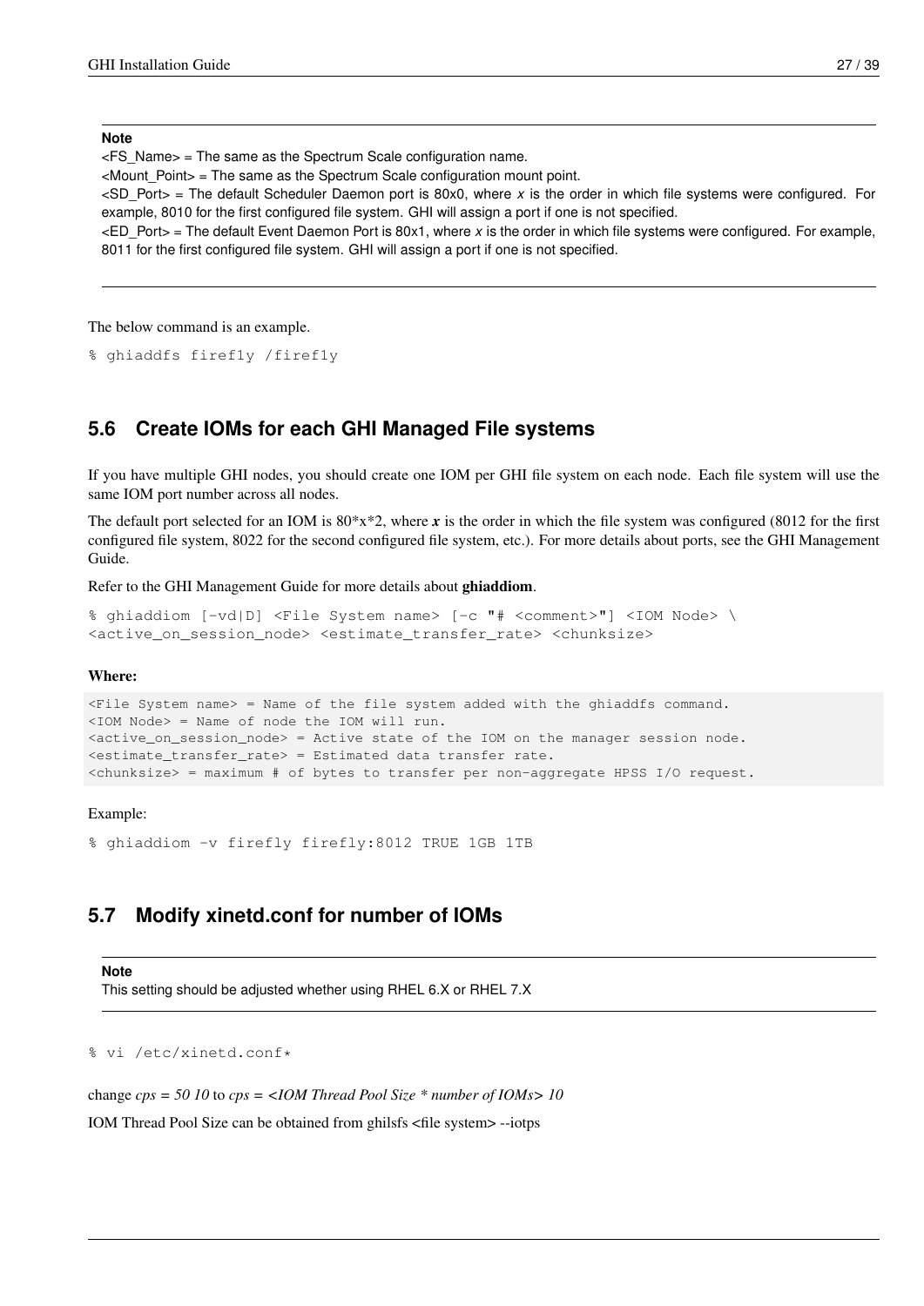**Note**

<FS_Name> = The same as the Spectrum Scale configuration name.

<Mount_Point> = The same as the Spectrum Scale configuration mount point.

<SD_Port> = The default Scheduler Daemon port is 80x0, where *x* is the order in which file systems were configured. For example, 8010 for the first configured file system. GHI will assign a port if one is not specified.

<ED_Port> = The default Event Daemon Port is 80x1, where *x* is the order in which file systems were configured. For example, 8011 for the first configured file system. GHI will assign a port if one is not specified.

The below command is an example.

```
% ghiaddfs firefly /firefly
```

## 5.6 Create IOMs for each GHI Managed File systems

If you have multiple GHI nodes, you should create one IOM per GHI file system on each node. Each file system will use the same IOM port number across all nodes.

The default port selected for an IOM is 80*x*2, where ***x*** is the order in which the file system was configured (8012 for the first configured file system, 8022 for the second configured file system, etc.). For more details about ports, see the GHI Management Guide.

Refer to the GHI Management Guide for more details about **ghiaddiom**.

```
% ghiaddiom [-vd|D] <File System name> [-c "# <comment>"] <IOM Node> \
<active_on_session_node> <estimate_transfer_rate> <chunksize>
```

**Where:**

```
<File System name> = Name of the file system added with the ghiaddfs command.
<IOM Node> = Name of node the IOM will run.
<active_on_session_node> = Active state of the IOM on the manager session node.
<estimate_transfer_rate> = Estimated data transfer rate.
<chunksize> = maximum # of bytes to transfer per non-aggregate HPSS I/O request.
```

Example:

```
% ghiaddiom -v firefly firefly:8012 TRUE 1GB 1TB
```

## 5.7 Modify xinetd.conf for number of IOMs

**Note**

This setting should be adjusted whether using RHEL 6.X or RHEL 7.X

```
% vi /etc/xinetd.conf*
```

change *cps = 50 10* to *cps = <IOM Thread Pool Size * number of IOMs> 10*

IOM Thread Pool Size can be obtained from ghilsfs <file system> --iotps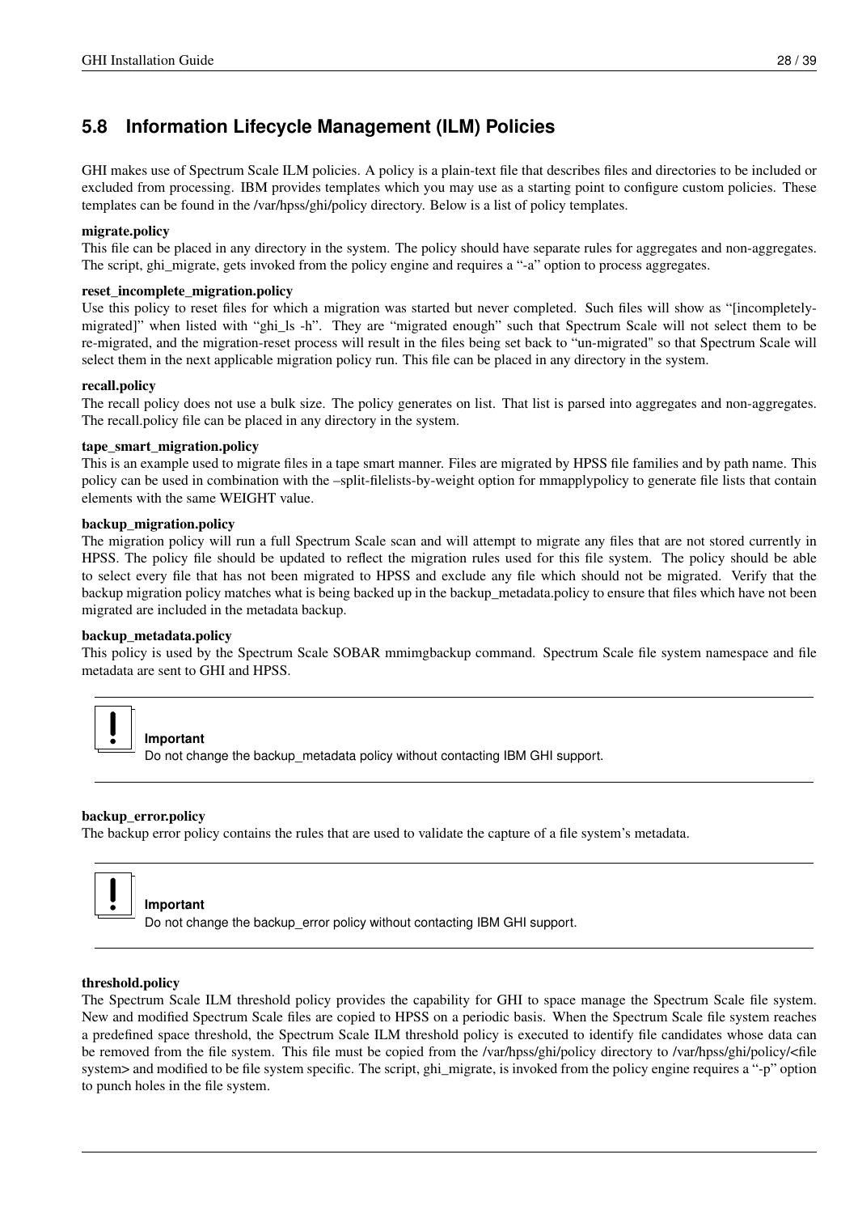## 5.8 Information Lifecycle Management (ILM) Policies

GHI makes use of Spectrum Scale ILM policies. A policy is a plain-text file that describes files and directories to be included or excluded from processing. IBM provides templates which you may use as a starting point to configure custom policies. These templates can be found in the /var/hpss/ghi/policy directory. Below is a list of policy templates.

**migrate.policy**
This file can be placed in any directory in the system. The policy should have separate rules for aggregates and non-aggregates. The script, ghi_migrate, gets invoked from the policy engine and requires a "-a" option to process aggregates.

**reset_incomplete_migration.policy**
Use this policy to reset files for which a migration was started but never completed. Such files will show as "[incompletely-migrated]" when listed with "ghi_ls -h". They are "migrated enough" such that Spectrum Scale will not select them to be re-migrated, and the migration-reset process will result in the files being set back to "un-migrated" so that Spectrum Scale will select them in the next applicable migration policy run. This file can be placed in any directory in the system.

**recall.policy**
The recall policy does not use a bulk size. The policy generates on list. That list is parsed into aggregates and non-aggregates. The recall.policy file can be placed in any directory in the system.

**tape_smart_migration.policy**
This is an example used to migrate files in a tape smart manner. Files are migrated by HPSS file families and by path name. This policy can be used in combination with the –split-filelists-by-weight option for mmapplypolicy to generate file lists that contain elements with the same WEIGHT value.

**backup_migration.policy**
The migration policy will run a full Spectrum Scale scan and will attempt to migrate any files that are not stored currently in HPSS. The policy file should be updated to reflect the migration rules used for this file system. The policy should be able to select every file that has not been migrated to HPSS and exclude any file which should not be migrated. Verify that the backup migration policy matches what is being backed up in the backup_metadata.policy to ensure that files which have not been migrated are included in the metadata backup.

**backup_metadata.policy**
This policy is used by the Spectrum Scale SOBAR mmimgbackup command. Spectrum Scale file system namespace and file metadata are sent to GHI and HPSS.

> **Important**
> Do not change the backup_metadata policy without contacting IBM GHI support.

**backup_error.policy**
The backup error policy contains the rules that are used to validate the capture of a file system's metadata.

> **Important**
> Do not change the backup_error policy without contacting IBM GHI support.

**threshold.policy**
The Spectrum Scale ILM threshold policy provides the capability for GHI to space manage the Spectrum Scale file system. New and modified Spectrum Scale files are copied to HPSS on a periodic basis. When the Spectrum Scale file system reaches a predefined space threshold, the Spectrum Scale ILM threshold policy is executed to identify file candidates whose data can be removed from the file system. This file must be copied from the /var/hpss/ghi/policy directory to /var/hpss/ghi/policy/<file system> and modified to be file system specific. The script, ghi_migrate, is invoked from the policy engine requires a "-p" option to punch holes in the file system.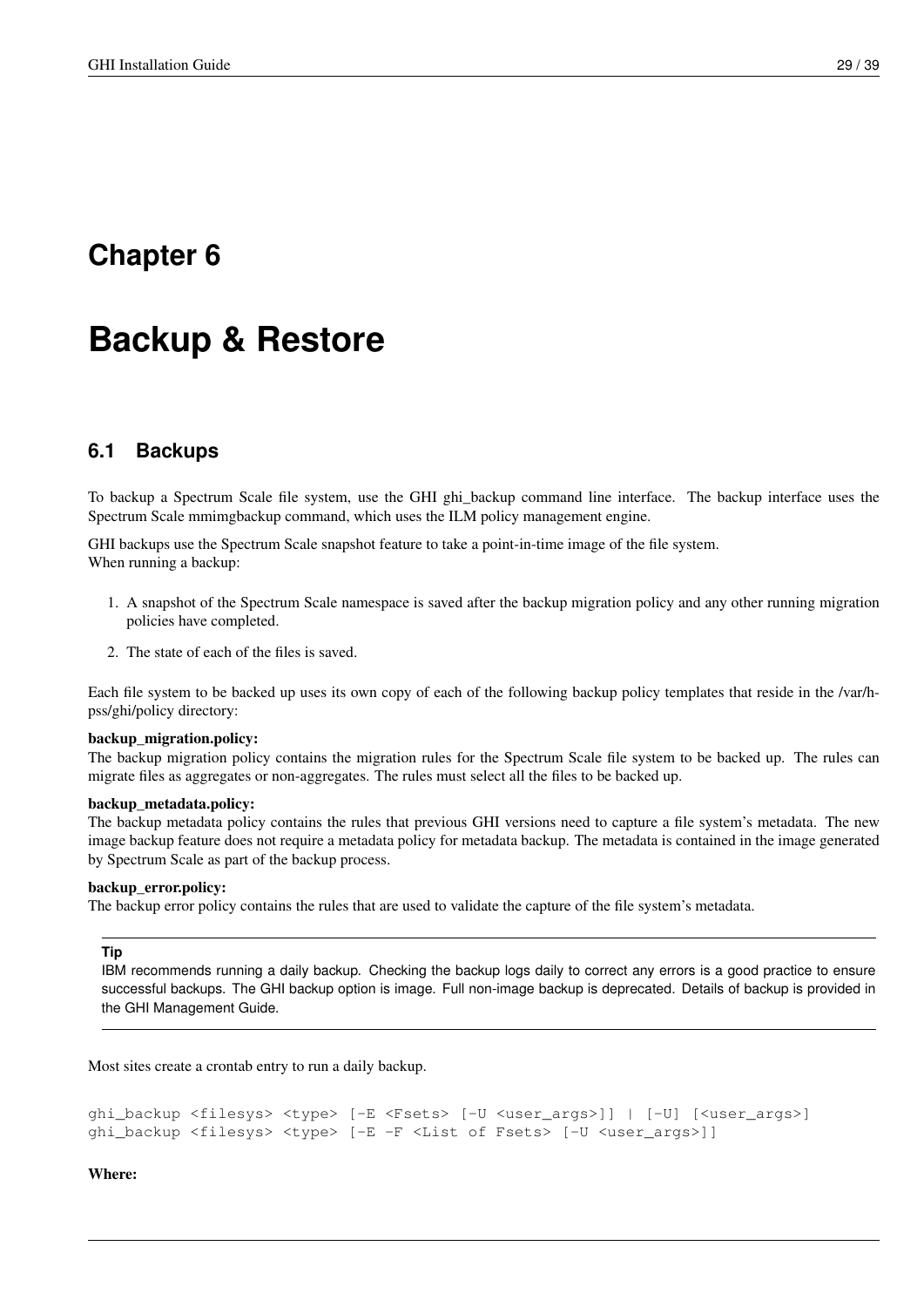# Chapter 6

# Backup & Restore

## 6.1 Backups

To backup a Spectrum Scale file system, use the GHI ghi_backup command line interface. The backup interface uses the Spectrum Scale mmimgbackup command, which uses the ILM policy management engine.

GHI backups use the Spectrum Scale snapshot feature to take a point-in-time image of the file system.
When running a backup:

1. A snapshot of the Spectrum Scale namespace is saved after the backup migration policy and any other running migration policies have completed.
2. The state of each of the files is saved.

Each file system to be backed up uses its own copy of each of the following backup policy templates that reside in the /var/hpss/ghi/policy directory:

**backup_migration.policy:**
The backup migration policy contains the migration rules for the Spectrum Scale file system to be backed up. The rules can migrate files as aggregates or non-aggregates. The rules must select all the files to be backed up.

**backup_metadata.policy:**
The backup metadata policy contains the rules that previous GHI versions need to capture a file system's metadata. The new image backup feature does not require a metadata policy for metadata backup. The metadata is contained in the image generated by Spectrum Scale as part of the backup process.

**backup_error.policy:**
The backup error policy contains the rules that are used to validate the capture of the file system's metadata.

> **Tip**
> IBM recommends running a daily backup. Checking the backup logs daily to correct any errors is a good practice to ensure successful backups. The GHI backup option is image. Full non-image backup is deprecated. Details of backup is provided in the GHI Management Guide.

Most sites create a crontab entry to run a daily backup.

```
ghi_backup <filesys> <type> [-E <Fsets> [-U <user_args>]] | [-U] [<user_args>]
ghi_backup <filesys> <type> [-E -F <List of Fsets> [-U <user_args>]]
```

**Where:**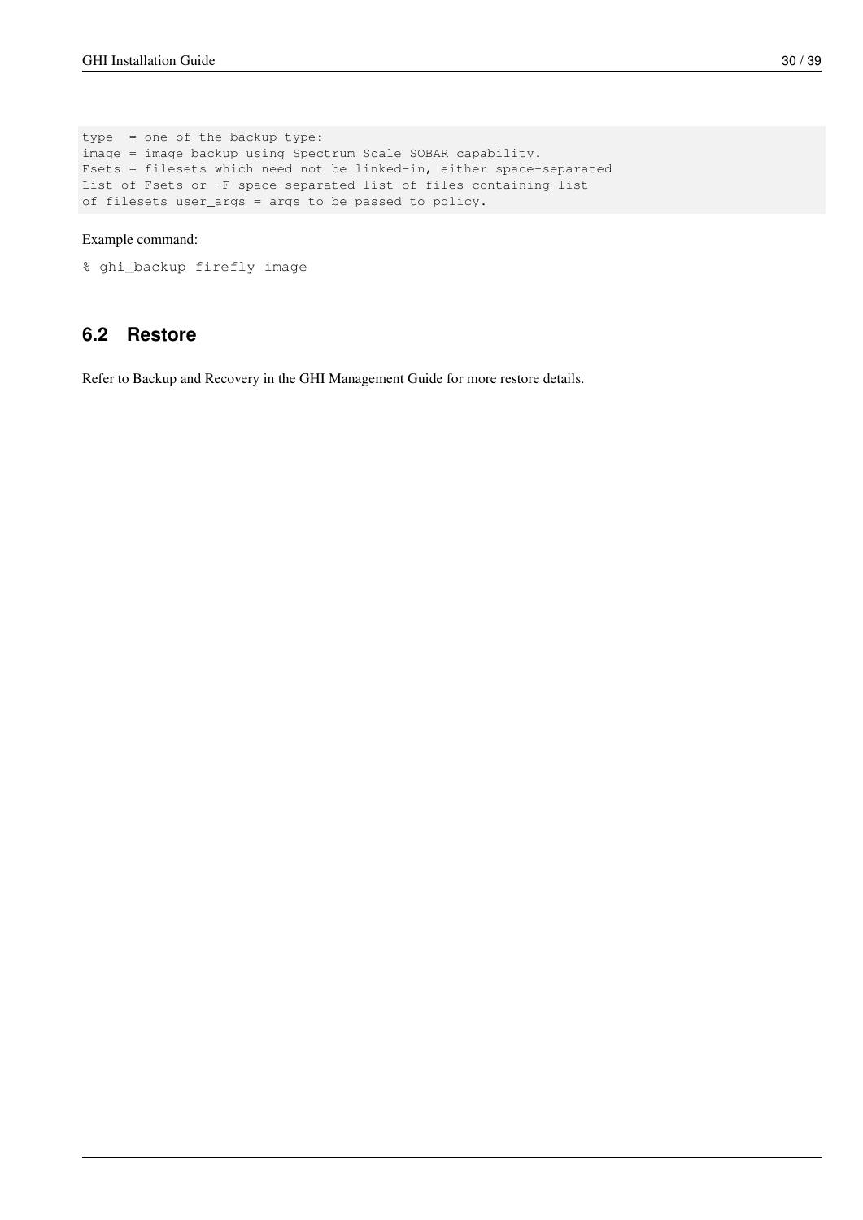```
type  = one of the backup type:
image = image backup using Spectrum Scale SOBAR capability.
Fsets = filesets which need not be linked-in, either space-separated
List of Fsets or -F space-separated list of files containing list
of filesets user_args = args to be passed to policy.
```

Example command:

```
% ghi_backup firefly image
```

## 6.2 Restore

Refer to Backup and Recovery in the GHI Management Guide for more restore details.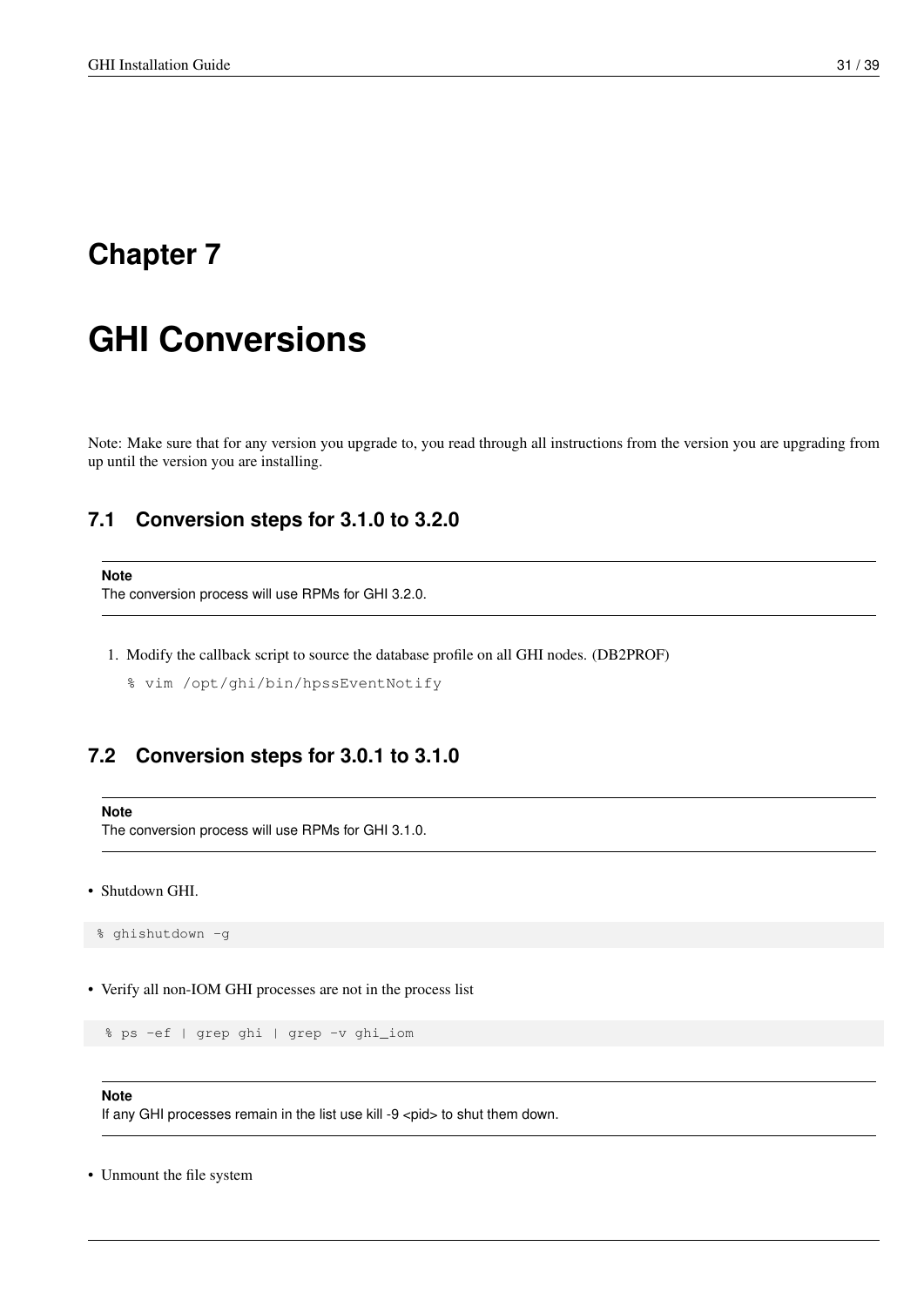# Chapter 7

# GHI Conversions

Note: Make sure that for any version you upgrade to, you read through all instructions from the version you are upgrading from up until the version you are installing.

## 7.1 Conversion steps for 3.1.0 to 3.2.0

> **Note**
> The conversion process will use RPMs for GHI 3.2.0.

1. Modify the callback script to source the database profile on all GHI nodes. (DB2PROF)

   ```
   % vim /opt/ghi/bin/hpssEventNotify
   ```

## 7.2 Conversion steps for 3.0.1 to 3.1.0

> **Note**
> The conversion process will use RPMs for GHI 3.1.0.

- Shutdown GHI.

```
% ghishutdown -g
```

- Verify all non-IOM GHI processes are not in the process list

```
% ps -ef | grep ghi | grep -v ghi_iom
```

> **Note**
> If any GHI processes remain in the list use kill -9 <pid> to shut them down.

- Unmount the file system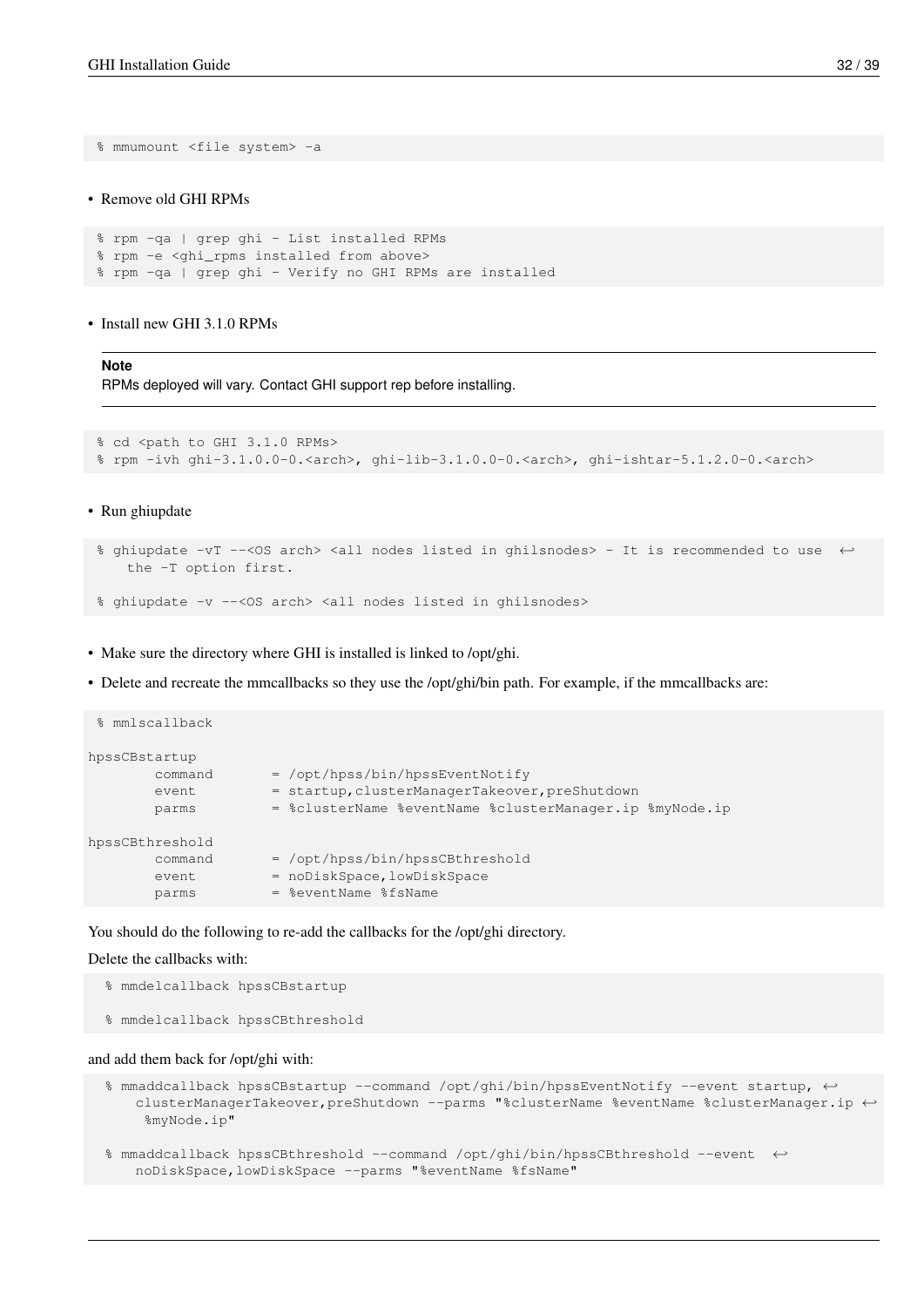```
% mmumount <file system> -a
```

- Remove old GHI RPMs

```
% rpm -qa | grep ghi - List installed RPMs
% rpm -e <ghi_rpms installed from above>
% rpm -qa | grep ghi - Verify no GHI RPMs are installed
```

- Install new GHI 3.1.0 RPMs

**Note**
RPMs deployed will vary. Contact GHI support rep before installing.

```
% cd <path to GHI 3.1.0 RPMs>
% rpm -ivh ghi-3.1.0.0-0.<arch>, ghi-lib-3.1.0.0-0.<arch>, ghi-ishtar-5.1.2.0-0.<arch>
```

- Run ghiupdate

```
% ghiupdate -vT --<OS arch> <all nodes listed in ghilsnodes> - It is recommended to use the -T option first.

% ghiupdate -v --<OS arch> <all nodes listed in ghilsnodes>
```

- Make sure the directory where GHI is installed is linked to /opt/ghi.
- Delete and recreate the mmcallbacks so they use the /opt/ghi/bin path. For example, if the mmcallbacks are:

```
% mmlscallback

hpssCBstartup
        command       = /opt/hpss/bin/hpssEventNotify
        event         = startup,clusterManagerTakeover,preShutdown
        parms         = %clusterName %eventName %clusterManager.ip %myNode.ip

hpssCBthreshold
        command       = /opt/hpss/bin/hpssCBthreshold
        event         = noDiskSpace,lowDiskSpace
        parms         = %eventName %fsName
```

You should do the following to re-add the callbacks for the /opt/ghi directory.

Delete the callbacks with:

```
% mmdelcallback hpssCBstartup

% mmdelcallback hpssCBthreshold
```

and add them back for /opt/ghi with:

```
% mmaddcallback hpssCBstartup --command /opt/ghi/bin/hpssEventNotify --event startup, clusterManagerTakeover,preShutdown --parms "%clusterName %eventName %clusterManager.ip %myNode.ip"

% mmaddcallback hpssCBthreshold --command /opt/ghi/bin/hpssCBthreshold --event noDiskSpace,lowDiskSpace --parms "%eventName %fsName"
```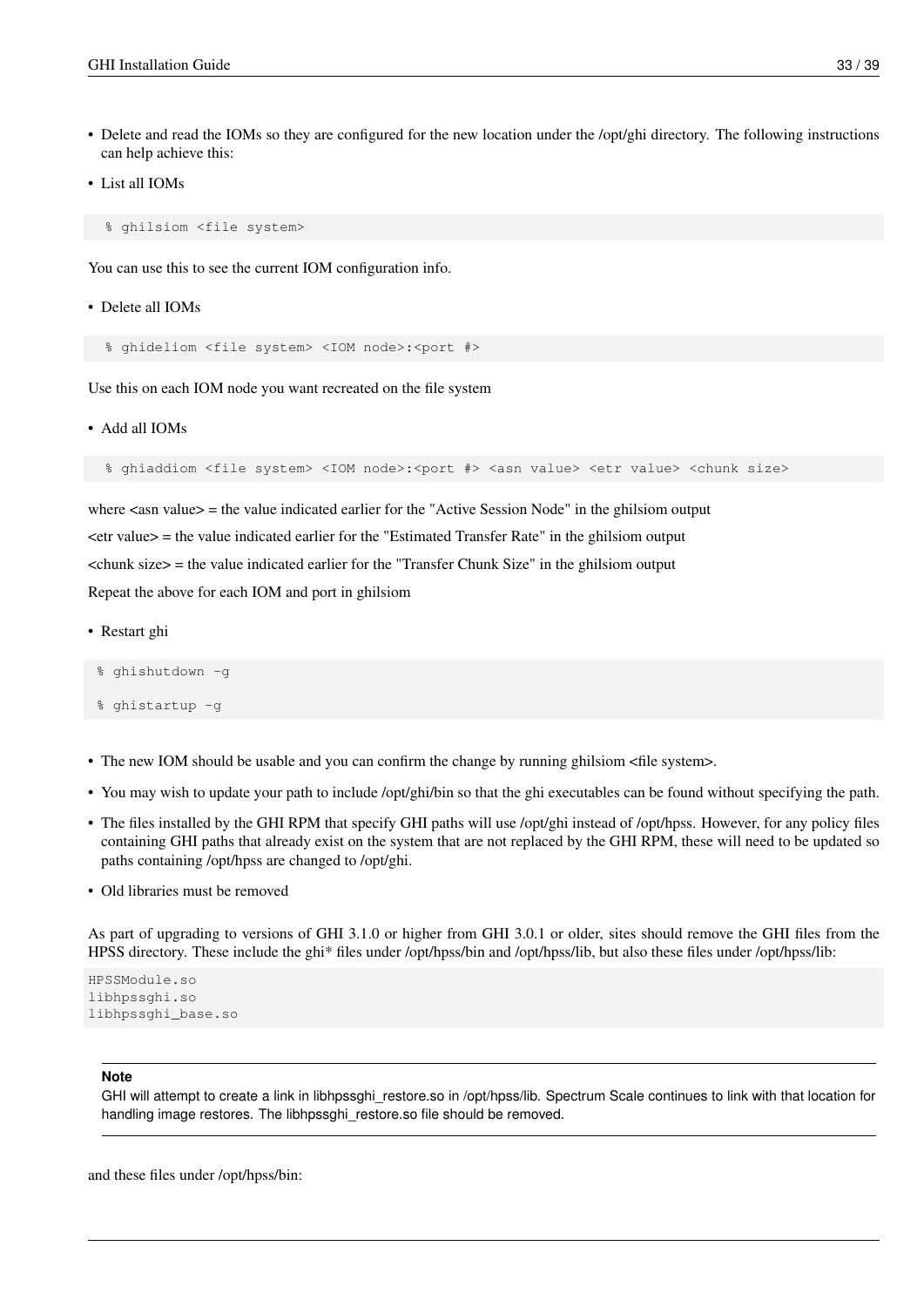- Delete and read the IOMs so they are configured for the new location under the /opt/ghi directory. The following instructions can help achieve this:
- List all IOMs

```
% ghilsiom <file system>
```

You can use this to see the current IOM configuration info.

- Delete all IOMs

```
% ghideliom <file system> <IOM node>:<port #>
```

Use this on each IOM node you want recreated on the file system

- Add all IOMs

```
% ghiaddiom <file system> <IOM node>:<port #> <asn value> <etr value> <chunk size>
```

where <asn value> = the value indicated earlier for the "Active Session Node" in the ghilsiom output

<etr value> = the value indicated earlier for the "Estimated Transfer Rate" in the ghilsiom output

<chunk size> = the value indicated earlier for the "Transfer Chunk Size" in the ghilsiom output

Repeat the above for each IOM and port in ghilsiom

- Restart ghi

```
% ghishutdown -g
% ghistartup -g
```

- The new IOM should be usable and you can confirm the change by running ghilsiom <file system>.
- You may wish to update your path to include /opt/ghi/bin so that the ghi executables can be found without specifying the path.
- The files installed by the GHI RPM that specify GHI paths will use /opt/ghi instead of /opt/hpss. However, for any policy files containing GHI paths that already exist on the system that are not replaced by the GHI RPM, these will need to be updated so paths containing /opt/hpss are changed to /opt/ghi.
- Old libraries must be removed

As part of upgrading to versions of GHI 3.1.0 or higher from GHI 3.0.1 or older, sites should remove the GHI files from the HPSS directory. These include the ghi* files under /opt/hpss/bin and /opt/hpss/lib, but also these files under /opt/hpss/lib:

```
HPSSModule.so
libhpssghi.so
libhpssghi_base.so
```

**Note**

GHI will attempt to create a link in libhpssghi_restore.so in /opt/hpss/lib. Spectrum Scale continues to link with that location for handling image restores. The libhpssghi_restore.so file should be removed.

and these files under /opt/hpss/bin: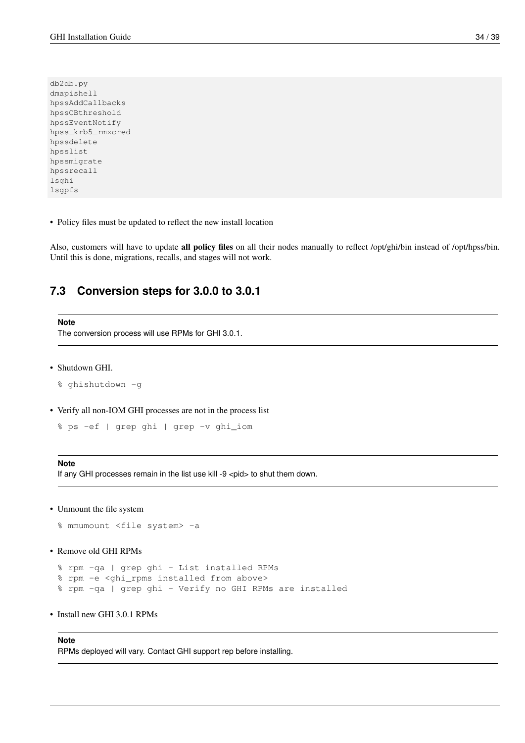```
db2db.py
dmapishell
hpssAddCallbacks
hpssCBthreshold
hpssEventNotify
hpss_krb5_rmxcred
hpssdelete
hpsslist
hpssmigrate
hpssrecall
lsghi
lsgpfs
```

- Policy files must be updated to reflect the new install location

Also, customers will have to update **all policy files** on all their nodes manually to reflect /opt/ghi/bin instead of /opt/hpss/bin. Until this is done, migrations, recalls, and stages will not work.

## 7.3 Conversion steps for 3.0.0 to 3.0.1

> **Note**
> The conversion process will use RPMs for GHI 3.0.1.

- Shutdown GHI.

```
% ghishutdown -g
```

- Verify all non-IOM GHI processes are not in the process list

```
% ps -ef | grep ghi | grep -v ghi_iom
```

> **Note**
> If any GHI processes remain in the list use kill -9 <pid> to shut them down.

- Unmount the file system

```
% mmumount <file system> -a
```

- Remove old GHI RPMs

```
% rpm -qa | grep ghi - List installed RPMs
% rpm -e <ghi_rpms installed from above>
% rpm -qa | grep ghi - Verify no GHI RPMs are installed
```

- Install new GHI 3.0.1 RPMs

> **Note**
> RPMs deployed will vary. Contact GHI support rep before installing.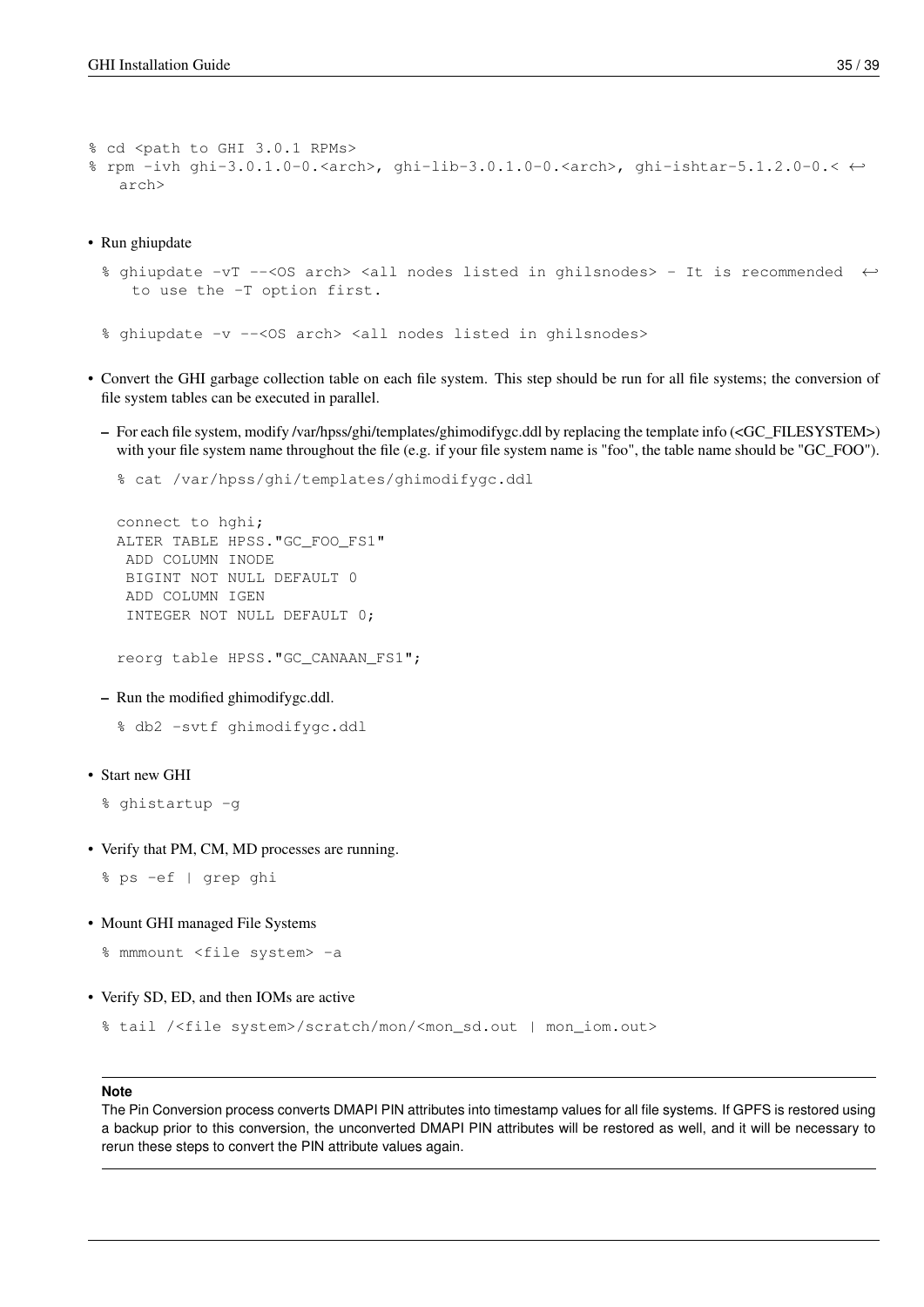```
% cd <path to GHI 3.0.1 RPMs>
% rpm -ivh ghi-3.0.1.0-0.<arch>, ghi-lib-3.0.1.0-0.<arch>, ghi-ishtar-5.1.2.0-0.< ↩
   arch>
```

- Run ghiupdate

  ```
  % ghiupdate -vT --<OS arch> <all nodes listed in ghilsnodes> - It is recommended  ↩
     to use the -T option first.

  % ghiupdate -v --<OS arch> <all nodes listed in ghilsnodes>
  ```

- Convert the GHI garbage collection table on each file system. This step should be run for all file systems; the conversion of file system tables can be executed in parallel.

  – For each file system, modify /var/hpss/ghi/templates/ghimodifygc.ddl by replacing the template info (<GC_FILESYSTEM>) with your file system name throughout the file (e.g. if your file system name is "foo", the table name should be "GC_FOO").

  ```
  % cat /var/hpss/ghi/templates/ghimodifygc.ddl

  connect to hghi;
  ALTER TABLE HPSS."GC_FOO_FS1"
   ADD COLUMN INODE
   BIGINT NOT NULL DEFAULT 0
   ADD COLUMN IGEN
   INTEGER NOT NULL DEFAULT 0;

  reorg table HPSS."GC_CANAAN_FS1";
  ```

  – Run the modified ghimodifygc.ddl.

  ```
  % db2 -svtf ghimodifygc.ddl
  ```

- Start new GHI

  ```
  % ghistartup -g
  ```

- Verify that PM, CM, MD processes are running.

  ```
  % ps -ef | grep ghi
  ```

- Mount GHI managed File Systems

  ```
  % mmmount <file system> -a
  ```

- Verify SD, ED, and then IOMs are active

  ```
  % tail /<file system>/scratch/mon/<mon_sd.out | mon_iom.out>
  ```

---

**Note**

The Pin Conversion process converts DMAPI PIN attributes into timestamp values for all file systems. If GPFS is restored using a backup prior to this conversion, the unconverted DMAPI PIN attributes will be restored as well, and it will be necessary to rerun these steps to convert the PIN attribute values again.

---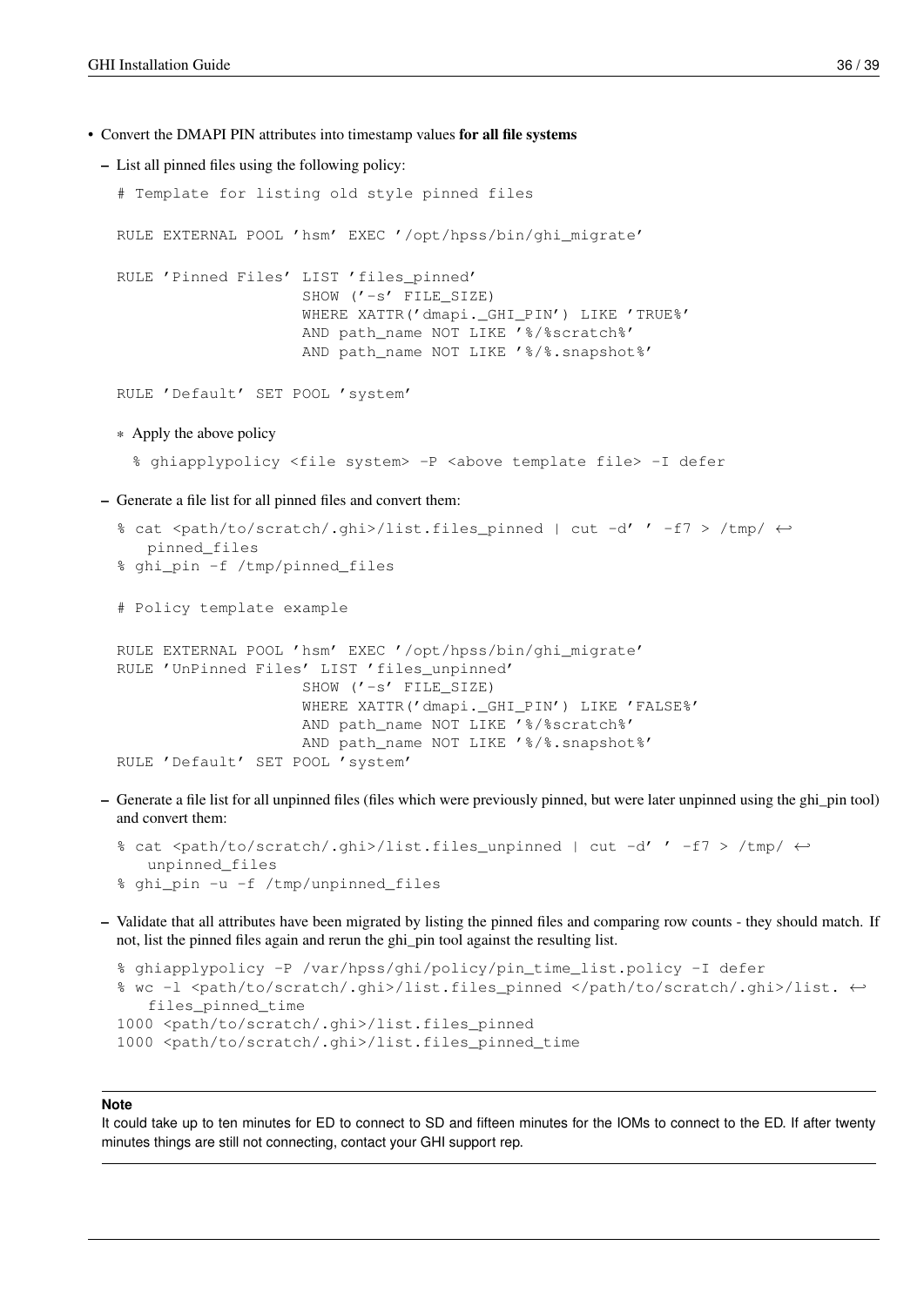- Convert the DMAPI PIN attributes into timestamp values **for all file systems**
  - List all pinned files using the following policy:

```
# Template for listing old style pinned files

RULE EXTERNAL POOL 'hsm' EXEC '/opt/hpss/bin/ghi_migrate'

RULE 'Pinned Files' LIST 'files_pinned'
                    SHOW ('-s' FILE_SIZE)
                    WHERE XATTR('dmapi._GHI_PIN') LIKE 'TRUE%'
                    AND path_name NOT LIKE '%/%scratch%'
                    AND path_name NOT LIKE '%/%.snapshot%'

RULE 'Default' SET POOL 'system'
```

    - Apply the above policy

```
% ghiapplypolicy <file system> -P <above template file> -I defer
```

  - Generate a file list for all pinned files and convert them:

```
% cat <path/to/scratch/.ghi>/list.files_pinned | cut -d' ' -f7 > /tmp/ ↩
    pinned_files
% ghi_pin -f /tmp/pinned_files

# Policy template example

RULE EXTERNAL POOL 'hsm' EXEC '/opt/hpss/bin/ghi_migrate'
RULE 'UnPinned Files' LIST 'files_unpinned'
                    SHOW ('-s' FILE_SIZE)
                    WHERE XATTR('dmapi._GHI_PIN') LIKE 'FALSE%'
                    AND path_name NOT LIKE '%/%scratch%'
                    AND path_name NOT LIKE '%/%.snapshot%'
RULE 'Default' SET POOL 'system'
```

  - Generate a file list for all unpinned files (files which were previously pinned, but were later unpinned using the ghi_pin tool) and convert them:

```
% cat <path/to/scratch/.ghi>/list.files_unpinned | cut -d' ' -f7 > /tmp/ ↩
    unpinned_files
% ghi_pin -u -f /tmp/unpinned_files
```

  - Validate that all attributes have been migrated by listing the pinned files and comparing row counts - they should match. If not, list the pinned files again and rerun the ghi_pin tool against the resulting list.

```
% ghiapplypolicy -P /var/hpss/ghi/policy/pin_time_list.policy -I defer
% wc -l <path/to/scratch/.ghi>/list.files_pinned </path/to/scratch/.ghi>/list. ↩
    files_pinned_time
1000 <path/to/scratch/.ghi>/list.files_pinned
1000 <path/to/scratch/.ghi>/list.files_pinned_time
```

---

**Note**

It could take up to ten minutes for ED to connect to SD and fifteen minutes for the IOMs to connect to the ED. If after twenty minutes things are still not connecting, contact your GHI support rep.

---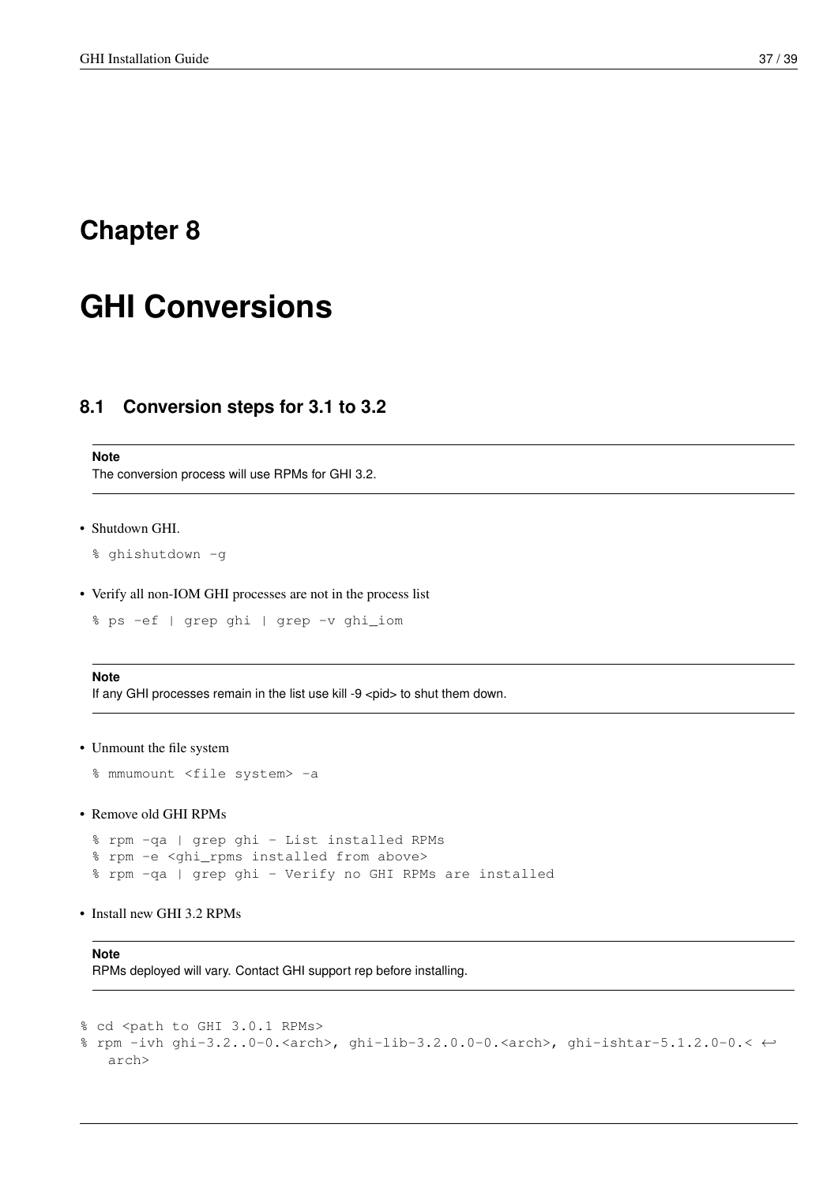# Chapter 8

# GHI Conversions

## 8.1 Conversion steps for 3.1 to 3.2

**Note**

The conversion process will use RPMs for GHI 3.2.

- Shutdown GHI.

```
% ghishutdown -g
```

- Verify all non-IOM GHI processes are not in the process list

```
% ps -ef | grep ghi | grep -v ghi_iom
```

**Note**

If any GHI processes remain in the list use kill -9 <pid> to shut them down.

- Unmount the file system

```
% mmumount <file system> -a
```

- Remove old GHI RPMs

```
% rpm -qa | grep ghi - List installed RPMs
% rpm -e <ghi_rpms installed from above>
% rpm -qa | grep ghi - Verify no GHI RPMs are installed
```

- Install new GHI 3.2 RPMs

**Note**

RPMs deployed will vary. Contact GHI support rep before installing.

```
% cd <path to GHI 3.0.1 RPMs>
% rpm -ivh ghi-3.2..0-0.<arch>, ghi-lib-3.2.0.0-0.<arch>, ghi-ishtar-5.1.2.0-0.< ↩
    arch>
```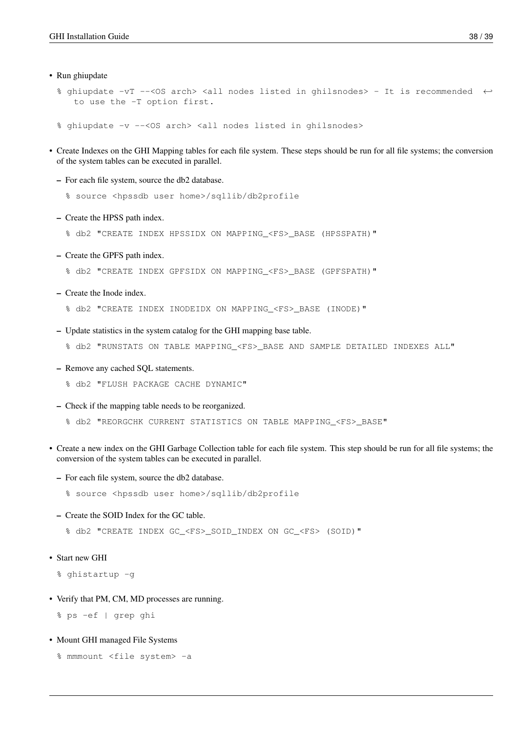- Run ghiupdate

  ```
  % ghiupdate -vT --<OS arch> <all nodes listed in ghilsnodes> - It is recommended to use the -T option first.
  ```

  ```
  % ghiupdate -v --<OS arch> <all nodes listed in ghilsnodes>
  ```

- Create Indexes on the GHI Mapping tables for each file system. These steps should be run for all file systems; the conversion of the system tables can be executed in parallel.

  - For each file system, source the db2 database.

    ```
    % source <hpssdb user home>/sqllib/db2profile
    ```

  - Create the HPSS path index.

    ```
    % db2 "CREATE INDEX HPSSIDX ON MAPPING_<FS>_BASE (HPSSPATH)"
    ```

  - Create the GPFS path index.

    ```
    % db2 "CREATE INDEX GPFSIDX ON MAPPING_<FS>_BASE (GPFSPATH)"
    ```

  - Create the Inode index.

    ```
    % db2 "CREATE INDEX INODEIDX ON MAPPING_<FS>_BASE (INODE)"
    ```

  - Update statistics in the system catalog for the GHI mapping base table.

    ```
    % db2 "RUNSTATS ON TABLE MAPPING_<FS>_BASE AND SAMPLE DETAILED INDEXES ALL"
    ```

  - Remove any cached SQL statements.

    ```
    % db2 "FLUSH PACKAGE CACHE DYNAMIC"
    ```

  - Check if the mapping table needs to be reorganized.

    ```
    % db2 "REORGCHK CURRENT STATISTICS ON TABLE MAPPING_<FS>_BASE"
    ```

- Create a new index on the GHI Garbage Collection table for each file system. This step should be run for all file systems; the conversion of the system tables can be executed in parallel.

  - For each file system, source the db2 database.

    ```
    % source <hpssdb user home>/sqllib/db2profile
    ```

  - Create the SOID Index for the GC table.

    ```
    % db2 "CREATE INDEX GC_<FS>_SOID_INDEX ON GC_<FS> (SOID)"
    ```

- Start new GHI

  ```
  % ghistartup -g
  ```

- Verify that PM, CM, MD processes are running.

  ```
  % ps -ef | grep ghi
  ```

- Mount GHI managed File Systems

  ```
  % mmmount <file system> -a
  ```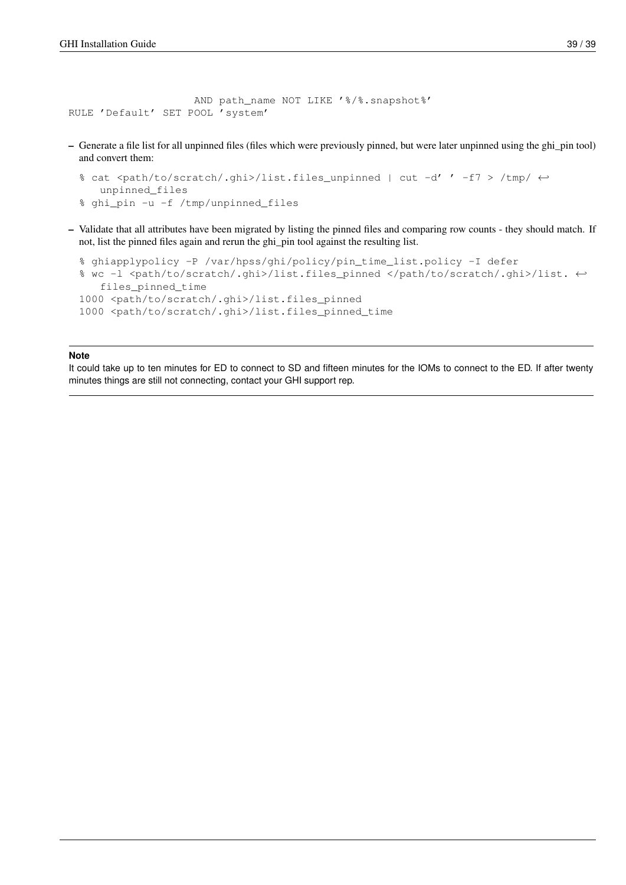```
                    AND path_name NOT LIKE '%/%.snapshot%'
RULE 'Default' SET POOL 'system'
```

- Generate a file list for all unpinned files (files which were previously pinned, but were later unpinned using the ghi_pin tool) and convert them:

```
% cat <path/to/scratch/.ghi>/list.files_unpinned | cut -d' ' -f7 > /tmp/unpinned_files
% ghi_pin -u -f /tmp/unpinned_files
```

- Validate that all attributes have been migrated by listing the pinned files and comparing row counts - they should match. If not, list the pinned files again and rerun the ghi_pin tool against the resulting list.

```
% ghiapplypolicy -P /var/hpss/ghi/policy/pin_time_list.policy -I defer
% wc -l <path/to/scratch/.ghi>/list.files_pinned </path/to/scratch/.ghi>/list.files_pinned_time
1000 <path/to/scratch/.ghi>/list.files_pinned
1000 <path/to/scratch/.ghi>/list.files_pinned_time
```

---

**Note**

It could take up to ten minutes for ED to connect to SD and fifteen minutes for the IOMs to connect to the ED. If after twenty minutes things are still not connecting, contact your GHI support rep.

---